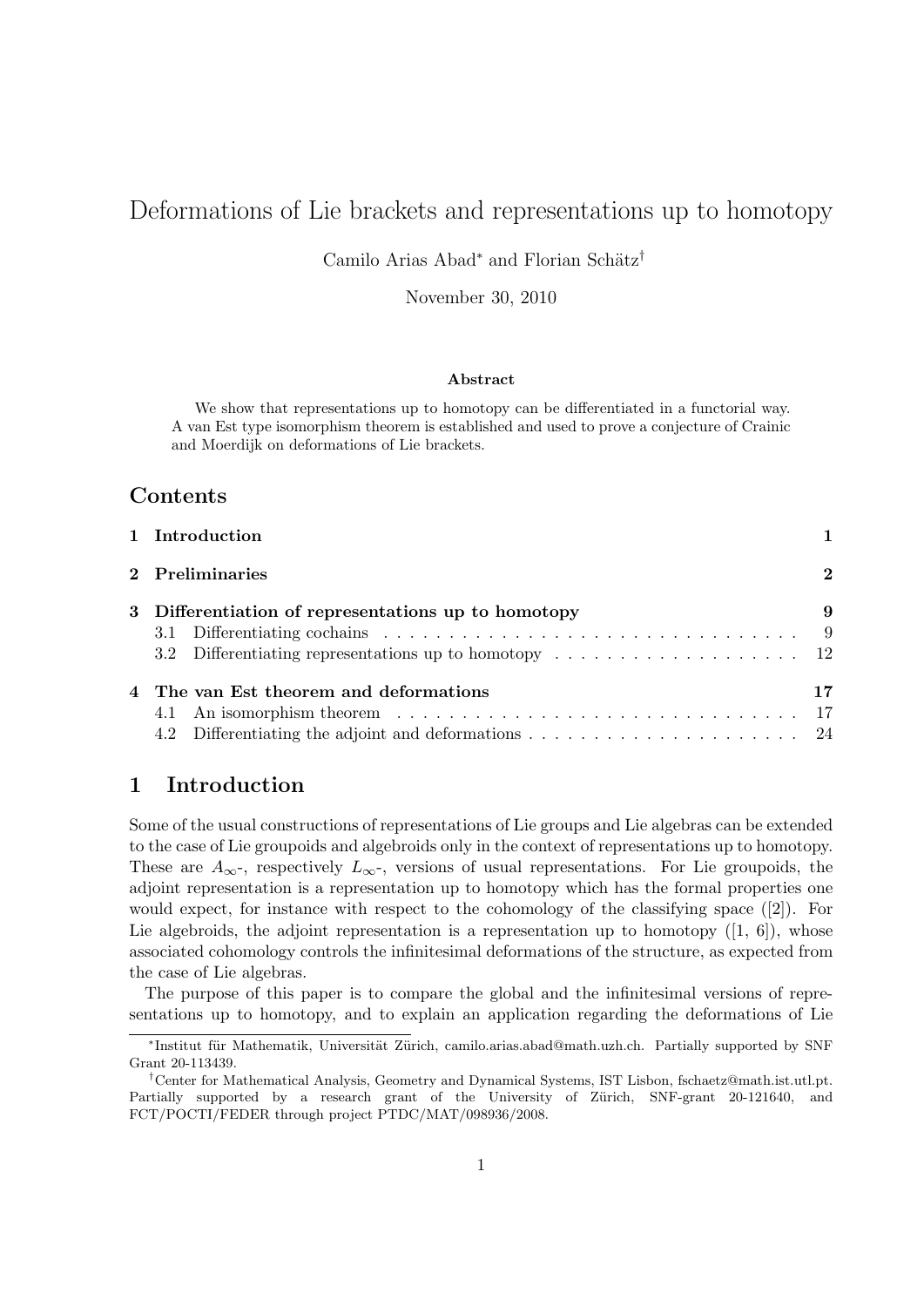# Deformations of Lie brackets and representations up to homotopy

Camilo Arias Abad[*] and Florian Schätz[†]

November 30, 2010

### Abstract

We show that representations up to homotopy can be differentiated in a functorial way. A van Est type isomorphism theorem is established and used to prove a conjecture of Crainic and Moerdijk on deformations of Lie brackets.

## Contents

| | | |
|---|---|---|
| **1** | **Introduction** | **1** |
| **2** | **Preliminaries** | **2** |
| **3** | **Differentiation of representations up to homotopy** | **9** |
| 3.1 | Differentiating cochains | 9 |
| 3.2 | Differentiating representations up to homotopy | 12 |
| **4** | **The van Est theorem and deformations** | **17** |
| 4.1 | An isomorphism theorem | 17 |
| 4.2 | Differentiating the adjoint and deformations | 24 |

## 1 Introduction

Some of the usual constructions of representations of Lie groups and Lie algebras can be extended to the case of Lie groupoids and algebroids only in the context of representations up to homotopy. These are $A_\infty$-, respectively $L_\infty$-, versions of usual representations. For Lie groupoids, the adjoint representation is a representation up to homotopy which has the formal properties one would expect, for instance with respect to the cohomology of the classifying space ([2]). For Lie algebroids, the adjoint representation is a representation up to homotopy ([1, 6]), whose associated cohomology controls the infinitesimal deformations of the structure, as expected from the case of Lie algebras.

The purpose of this paper is to compare the global and the infinitesimal versions of representations up to homotopy, and to explain an application regarding the deformations of Lie

[*]Institut für Mathematik, Universität Zürich, camilo.arias.abad@math.uzh.ch. Partially supported by SNF Grant 20-113439.

[†]Center for Mathematical Analysis, Geometry and Dynamical Systems, IST Lisbon, fschaetz@math.ist.utl.pt. Partially supported by a research grant of the University of Zürich, SNF-grant 20-121640, and FCT/POCTI/FEDER through project PTDC/MAT/098936/2008.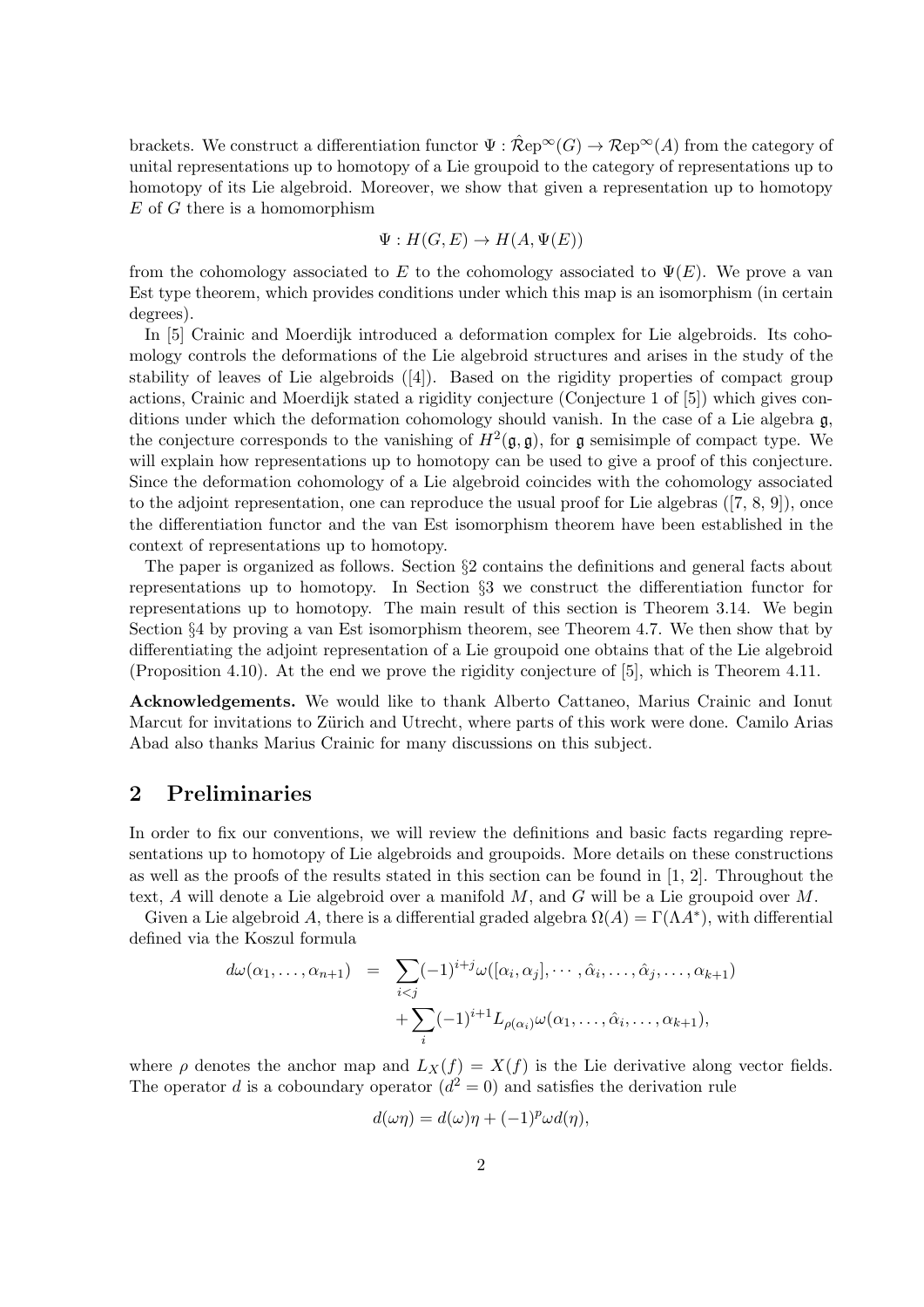brackets. We construct a differentiation functor $\Psi : \hat{\mathcal{R}}\mathrm{ep}^\infty(G) \to \mathcal{R}\mathrm{ep}^\infty(A)$ from the category of unital representations up to homotopy of a Lie groupoid to the category of representations up to homotopy of its Lie algebroid. Moreover, we show that given a representation up to homotopy $E$ of $G$ there is a homomorphism

$$\Psi : H(G, E) \to H(A, \Psi(E))$$

from the cohomology associated to $E$ to the cohomology associated to $\Psi(E)$. We prove a van Est type theorem, which provides conditions under which this map is an isomorphism (in certain degrees).

In [5] Crainic and Moerdijk introduced a deformation complex for Lie algebroids. Its cohomology controls the deformations of the Lie algebroid structures and arises in the study of the stability of leaves of Lie algebroids ([4]). Based on the rigidity properties of compact group actions, Crainic and Moerdijk stated a rigidity conjecture (Conjecture 1 of [5]) which gives conditions under which the deformation cohomology should vanish. In the case of a Lie algebra $\mathfrak{g}$, the conjecture corresponds to the vanishing of $H^2(\mathfrak{g}, \mathfrak{g})$, for $\mathfrak{g}$ semisimple of compact type. We will explain how representations up to homotopy can be used to give a proof of this conjecture. Since the deformation cohomology of a Lie algebroid coincides with the cohomology associated to the adjoint representation, one can reproduce the usual proof for Lie algebras ([7, 8, 9]), once the differentiation functor and the van Est isomorphism theorem have been established in the context of representations up to homotopy.

The paper is organized as follows. Section §2 contains the definitions and general facts about representations up to homotopy. In Section §3 we construct the differentiation functor for representations up to homotopy. The main result of this section is Theorem 3.14. We begin Section §4 by proving a van Est isomorphism theorem, see Theorem 4.7. We then show that by differentiating the adjoint representation of a Lie groupoid one obtains that of the Lie algebroid (Proposition 4.10). At the end we prove the rigidity conjecture of [5], which is Theorem 4.11.

**Acknowledgements.** We would like to thank Alberto Cattaneo, Marius Crainic and Ionut Marcut for invitations to Zürich and Utrecht, where parts of this work were done. Camilo Arias Abad also thanks Marius Crainic for many discussions on this subject.

## 2 Preliminaries

In order to fix our conventions, we will review the definitions and basic facts regarding representations up to homotopy of Lie algebroids and groupoids. More details on these constructions as well as the proofs of the results stated in this section can be found in [1, 2]. Throughout the text, $A$ will denote a Lie algebroid over a manifold $M$, and $G$ will be a Lie groupoid over $M$.

Given a Lie algebroid $A$, there is a differential graded algebra $\Omega(A) = \Gamma(\Lambda A^*)$, with differential defined via the Koszul formula

$$\begin{aligned} d\omega(\alpha_1, \ldots, \alpha_{n+1}) &= \sum_{i<j} (-1)^{i+j} \omega([\alpha_i, \alpha_j], \cdots, \hat{\alpha}_i, \ldots, \hat{\alpha}_j, \ldots, \alpha_{k+1}) \\ &\quad + \sum_i (-1)^{i+1} L_{\rho(\alpha_i)} \omega(\alpha_1, \ldots, \hat{\alpha}_i, \ldots, \alpha_{k+1}), \end{aligned}$$

where $\rho$ denotes the anchor map and $L_X(f) = X(f)$ is the Lie derivative along vector fields. The operator $d$ is a coboundary operator ($d^2 = 0$) and satisfies the derivation rule

$$d(\omega\eta) = d(\omega)\eta + (-1)^p \omega d(\eta),$$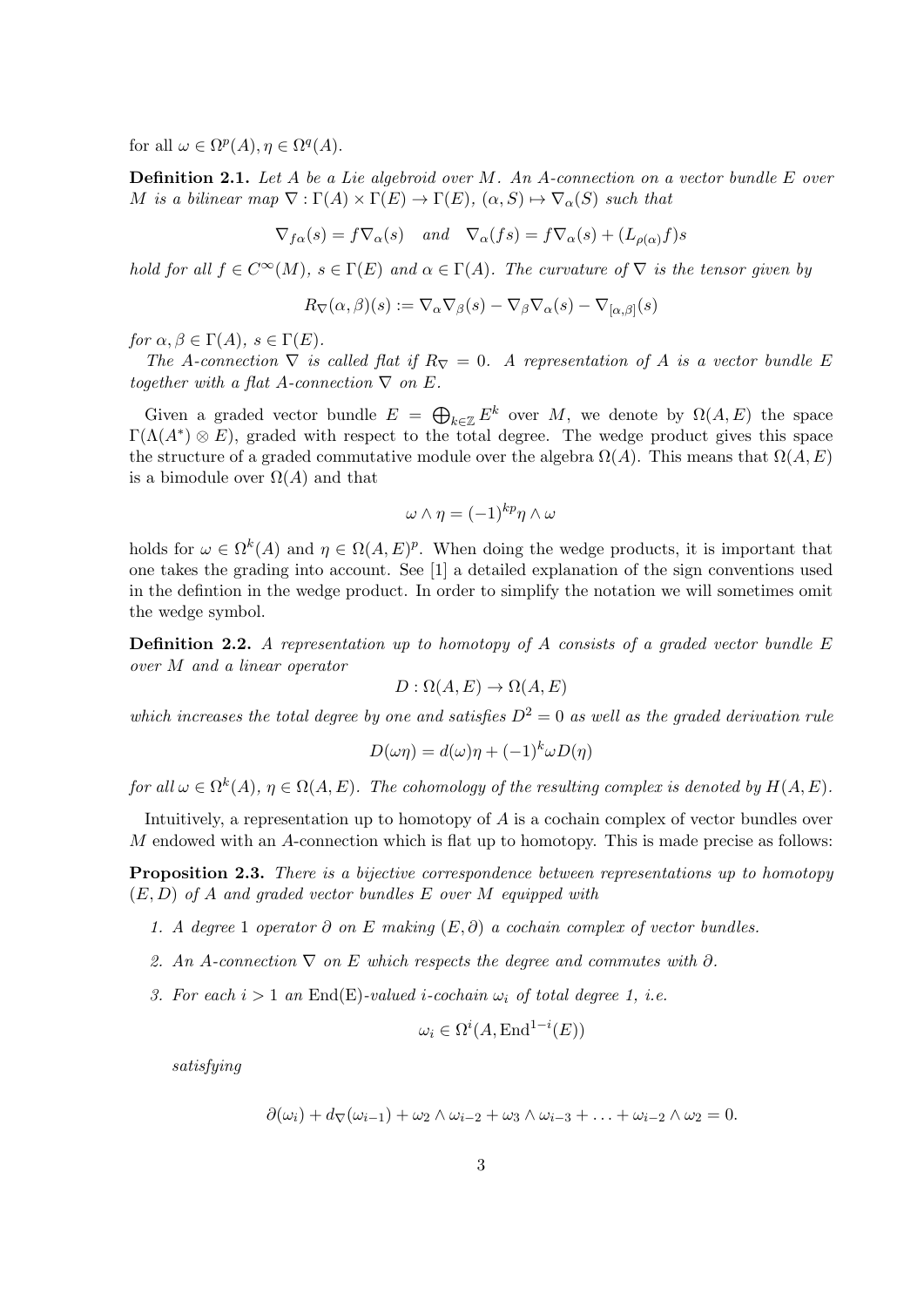for all $\omega \in \Omega^p(A), \eta \in \Omega^q(A)$.

**Definition 2.1.** *Let $A$ be a Lie algebroid over $M$. An $A$-connection on a vector bundle $E$ over $M$ is a bilinear map $\nabla : \Gamma(A) \times \Gamma(E) \to \Gamma(E)$, $(\alpha, S) \mapsto \nabla_\alpha(S)$ such that*

$$\nabla_{f\alpha}(s) = f\nabla_\alpha(s) \quad \text{and} \quad \nabla_\alpha(fs) = f\nabla_\alpha(s) + (L_{\rho(\alpha)}f)s$$

*hold for all $f \in C^\infty(M)$, $s \in \Gamma(E)$ and $\alpha \in \Gamma(A)$. The curvature of $\nabla$ is the tensor given by*

$$R_\nabla(\alpha, \beta)(s) := \nabla_\alpha\nabla_\beta(s) - \nabla_\beta\nabla_\alpha(s) - \nabla_{[\alpha,\beta]}(s)$$

*for $\alpha, \beta \in \Gamma(A)$, $s \in \Gamma(E)$.*

*The $A$-connection $\nabla$ is called flat if $R_\nabla = 0$. A representation of $A$ is a vector bundle $E$ together with a flat $A$-connection $\nabla$ on $E$.*

Given a graded vector bundle $E = \bigoplus_{k\in\mathbb{Z}} E^k$ over $M$, we denote by $\Omega(A, E)$ the space $\Gamma(\Lambda(A^*) \otimes E)$, graded with respect to the total degree. The wedge product gives this space the structure of a graded commutative module over the algebra $\Omega(A)$. This means that $\Omega(A, E)$ is a bimodule over $\Omega(A)$ and that

$$\omega \wedge \eta = (-1)^{kp}\eta \wedge \omega$$

holds for $\omega \in \Omega^k(A)$ and $\eta \in \Omega(A, E)^p$. When doing the wedge products, it is important that one takes the grading into account. See [1] a detailed explanation of the sign conventions used in the defintion in the wedge product. In order to simplify the notation we will sometimes omit the wedge symbol.

**Definition 2.2.** *A representation up to homotopy of $A$ consists of a graded vector bundle $E$ over $M$ and a linear operator*

$$D : \Omega(A, E) \to \Omega(A, E)$$

*which increases the total degree by one and satisfies $D^2 = 0$ as well as the graded derivation rule*

$$D(\omega\eta) = d(\omega)\eta + (-1)^k\omega D(\eta)$$

*for all $\omega \in \Omega^k(A)$, $\eta \in \Omega(A, E)$. The cohomology of the resulting complex is denoted by $H(A, E)$.*

Intuitively, a representation up to homotopy of $A$ is a cochain complex of vector bundles over $M$ endowed with an $A$-connection which is flat up to homotopy. This is made precise as follows:

**Proposition 2.3.** *There is a bijective correspondence between representations up to homotopy $(E, D)$ of $A$ and graded vector bundles $E$ over $M$ equipped with*

1. *A degree 1 operator $\partial$ on $E$ making $(E, \partial)$ a cochain complex of vector bundles.*
2. *An $A$-connection $\nabla$ on $E$ which respects the degree and commutes with $\partial$.*
3. *For each $i > 1$ an $\mathrm{End(E)}$-valued $i$-cochain $\omega_i$ of total degree 1, i.e.*

$$\omega_i \in \Omega^i(A, \mathrm{End}^{1-i}(E))$$

*satisfying*

$$\partial(\omega_i) + d_\nabla(\omega_{i-1}) + \omega_2 \wedge \omega_{i-2} + \omega_3 \wedge \omega_{i-3} + \ldots + \omega_{i-2} \wedge \omega_2 = 0.$$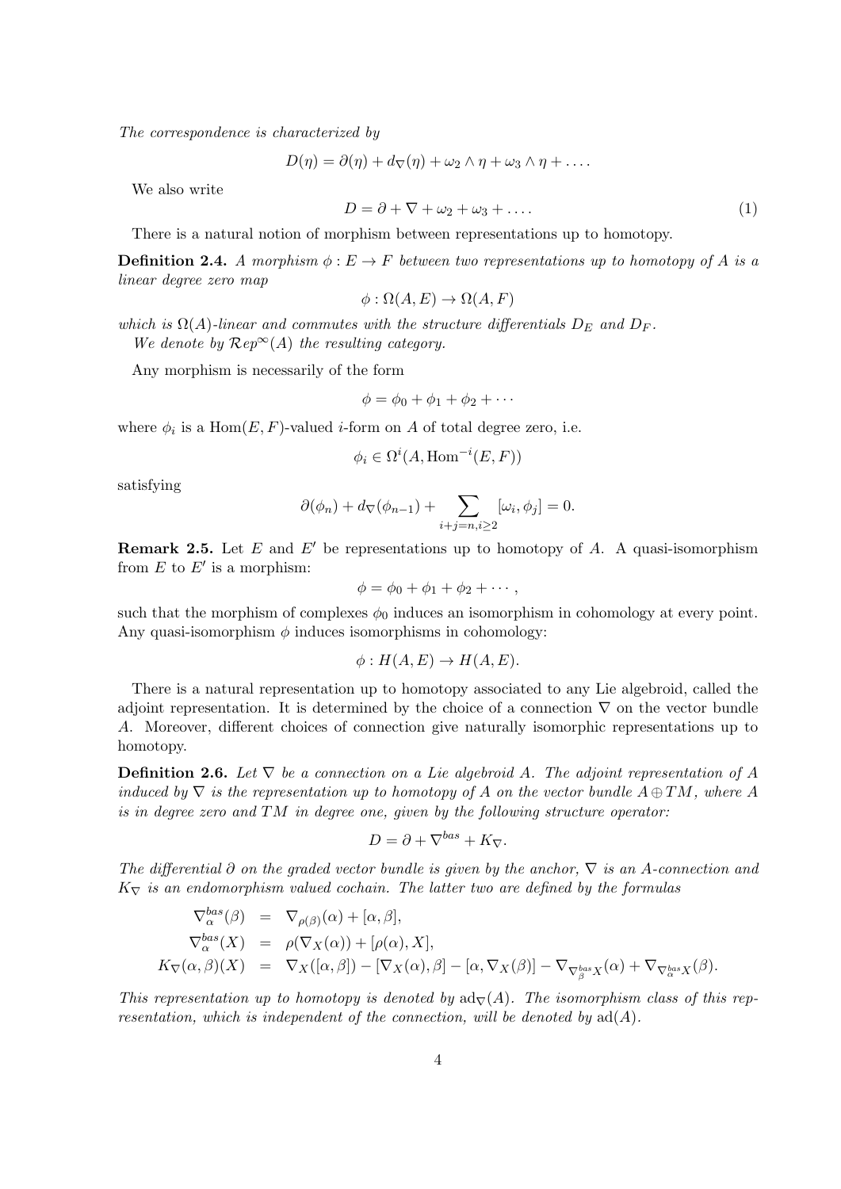*The correspondence is characterized by*

$$D(\eta) = \partial(\eta) + d_\nabla(\eta) + \omega_2 \wedge \eta + \omega_3 \wedge \eta + \dots.$$

We also write

$$D = \partial + \nabla + \omega_2 + \omega_3 + \dots. \tag{1}$$

There is a natural notion of morphism between representations up to homotopy.

**Definition 2.4.** *A morphism $\phi : E \to F$ between two representations up to homotopy of $A$ is a linear degree zero map*

$$\phi : \Omega(A, E) \to \Omega(A, F)$$

*which is $\Omega(A)$-linear and commutes with the structure differentials $D_E$ and $D_F$.*
*We denote by $\mathcal{R}ep^\infty(A)$ the resulting category.*

Any morphism is necessarily of the form

$$\phi = \phi_0 + \phi_1 + \phi_2 + \cdots$$

where $\phi_i$ is a $\mathrm{Hom}(E, F)$-valued $i$-form on $A$ of total degree zero, i.e.

$$\phi_i \in \Omega^i(A, \mathrm{Hom}^{-i}(E, F))$$

satisfying

$$\partial(\phi_n) + d_\nabla(\phi_{n-1}) + \sum_{i+j=n, i\geq 2} [\omega_i, \phi_j] = 0.$$

**Remark 2.5.** Let $E$ and $E'$ be representations up to homotopy of $A$. A quasi-isomorphism from $E$ to $E'$ is a morphism:

$$\phi = \phi_0 + \phi_1 + \phi_2 + \cdots,$$

such that the morphism of complexes $\phi_0$ induces an isomorphism in cohomology at every point. Any quasi-isomorphism $\phi$ induces isomorphisms in cohomology:

$$\phi : H(A, E) \to H(A, E).$$

There is a natural representation up to homotopy associated to any Lie algebroid, called the adjoint representation. It is determined by the choice of a connection $\nabla$ on the vector bundle $A$. Moreover, different choices of connection give naturally isomorphic representations up to homotopy.

**Definition 2.6.** *Let $\nabla$ be a connection on a Lie algebroid $A$. The adjoint representation of $A$ induced by $\nabla$ is the representation up to homotopy of $A$ on the vector bundle $A \oplus TM$, where $A$ is in degree zero and $TM$ in degree one, given by the following structure operator:*

$$D = \partial + \nabla^{bas} + K_\nabla.$$

*The differential $\partial$ on the graded vector bundle is given by the anchor, $\nabla$ is an $A$-connection and $K_\nabla$ is an endomorphism valued cochain. The latter two are defined by the formulas*

$$\begin{aligned}
\nabla^{bas}_\alpha(\beta) &= \nabla_{\rho(\beta)}(\alpha) + [\alpha, \beta], \\
\nabla^{bas}_\alpha(X) &= \rho(\nabla_X(\alpha)) + [\rho(\alpha), X], \\
K_\nabla(\alpha, \beta)(X) &= \nabla_X([\alpha, \beta]) - [\nabla_X(\alpha), \beta] - [\alpha, \nabla_X(\beta)] - \nabla_{\nabla^{bas}_\beta X}(\alpha) + \nabla_{\nabla^{bas}_\alpha X}(\beta).
\end{aligned}$$

*This representation up to homotopy is denoted by $\mathrm{ad}_\nabla(A)$. The isomorphism class of this representation, which is independent of the connection, will be denoted by $\mathrm{ad}(A)$.*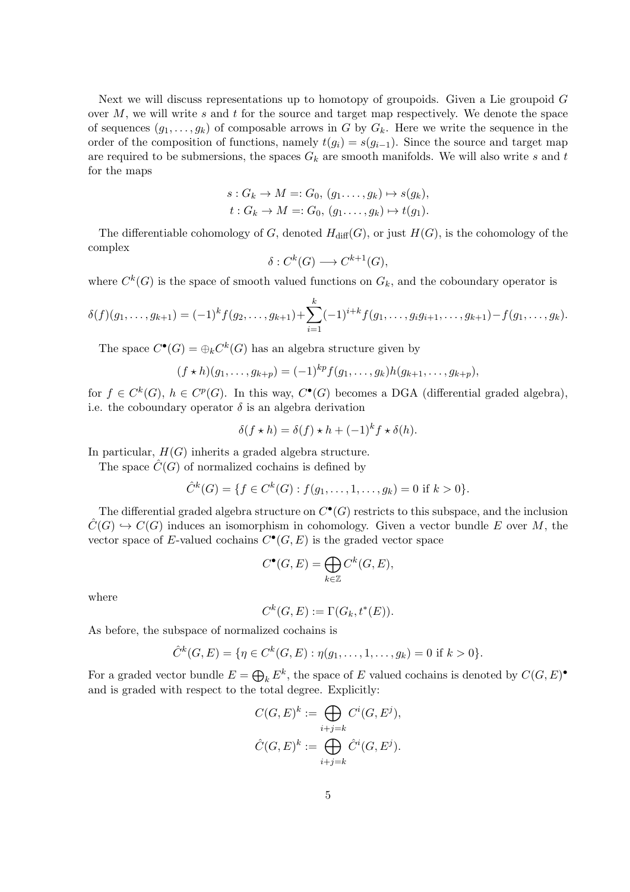Next we will discuss representations up to homotopy of groupoids. Given a Lie groupoid $G$ over $M$, we will write $s$ and $t$ for the source and target map respectively. We denote the space of sequences $(g_1, \ldots, g_k)$ of composable arrows in $G$ by $G_k$. Here we write the sequence in the order of the composition of functions, namely $t(g_i) = s(g_{i-1})$. Since the source and target map are required to be submersions, the spaces $G_k$ are smooth manifolds. We will also write $s$ and $t$ for the maps

$$
\begin{aligned}
s &: G_k \to M =: G_0,\ (g_1 \ldots, g_k) \mapsto s(g_k), \\
t &: G_k \to M =: G_0,\ (g_1 \ldots, g_k) \mapsto t(g_1).
\end{aligned}
$$

The differentiable cohomology of $G$, denoted $H_{\mathrm{diff}}(G)$, or just $H(G)$, is the cohomology of the complex

$$
\delta : C^k(G) \longrightarrow C^{k+1}(G),
$$

where $C^k(G)$ is the space of smooth valued functions on $G_k$, and the coboundary operator is

$$
\delta(f)(g_1, \ldots, g_{k+1}) = (-1)^k f(g_2, \ldots, g_{k+1}) + \sum_{i=1}^{k} (-1)^{i+k} f(g_1, \ldots, g_i g_{i+1}, \ldots, g_{k+1}) - f(g_1, \ldots, g_k).
$$

The space $C^\bullet(G) = \oplus_k C^k(G)$ has an algebra structure given by

$$
(f \star h)(g_1, \ldots, g_{k+p}) = (-1)^{kp} f(g_1, \ldots, g_k) h(g_{k+1}, \ldots, g_{k+p}),
$$

for $f \in C^k(G)$, $h \in C^p(G)$. In this way, $C^\bullet(G)$ becomes a DGA (differential graded algebra), i.e. the coboundary operator $\delta$ is an algebra derivation

$$
\delta(f \star h) = \delta(f) \star h + (-1)^k f \star \delta(h).
$$

In particular, $H(G)$ inherits a graded algebra structure.

The space $\hat{C}(G)$ of normalized cochains is defined by

$$
\hat{C}^k(G) = \{ f \in C^k(G) : f(g_1, \ldots, 1, \ldots, g_k) = 0 \text{ if } k > 0 \}.
$$

The differential graded algebra structure on $C^\bullet(G)$ restricts to this subspace, and the inclusion $\hat{C}(G) \hookrightarrow C(G)$ induces an isomorphism in cohomology. Given a vector bundle $E$ over $M$, the vector space of $E$-valued cochains $C^\bullet(G, E)$ is the graded vector space

$$
C^\bullet(G, E) = \bigoplus_{k \in \mathbb{Z}} C^k(G, E),
$$

where

$$
C^k(G, E) := \Gamma(G_k, t^*(E)).
$$

As before, the subspace of normalized cochains is

$$
\hat{C}^k(G, E) = \{ \eta \in C^k(G, E) : \eta(g_1, \ldots, 1, \ldots, g_k) = 0 \text{ if } k > 0 \}.
$$

For a graded vector bundle $E = \bigoplus_k E^k$, the space of $E$ valued cochains is denoted by $C(G, E)^\bullet$ and is graded with respect to the total degree. Explicitly:

$$
\begin{aligned}
C(G, E)^k &:= \bigoplus_{i+j=k} C^i(G, E^j), \\
\hat{C}(G, E)^k &:= \bigoplus_{i+j=k} \hat{C}^i(G, E^j).
\end{aligned}
$$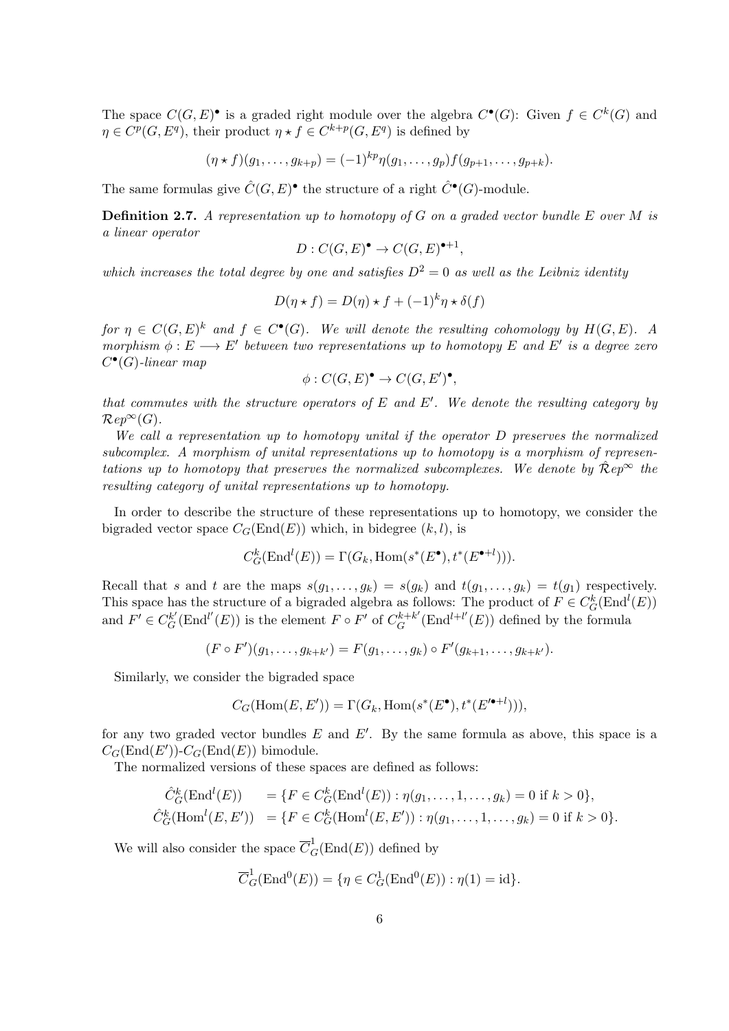The space $C(G,E)^\bullet$ is a graded right module over the algebra $C^\bullet(G)$: Given $f \in C^k(G)$ and $\eta \in C^p(G, E^q)$, their product $\eta \star f \in C^{k+p}(G, E^q)$ is defined by

$$(\eta \star f)(g_1, \ldots, g_{k+p}) = (-1)^{kp} \eta(g_1, \ldots, g_p) f(g_{p+1}, \ldots, g_{p+k}).$$

The same formulas give $\hat{C}(G,E)^\bullet$ the structure of a right $\hat{C}^\bullet(G)$-module.

**Definition 2.7.** *A representation up to homotopy of $G$ on a graded vector bundle $E$ over $M$ is a linear operator*

$$D : C(G,E)^\bullet \to C(G,E)^{\bullet+1},$$

*which increases the total degree by one and satisfies $D^2 = 0$ as well as the Leibniz identity*

$$D(\eta \star f) = D(\eta) \star f + (-1)^k \eta \star \delta(f)$$

*for $\eta \in C(G,E)^k$ and $f \in C^\bullet(G)$. We will denote the resulting cohomology by $H(G,E)$. A morphism $\phi : E \longrightarrow E'$ between two representations up to homotopy $E$ and $E'$ is a degree zero $C^\bullet(G)$-linear map*

$$\phi : C(G,E)^\bullet \to C(G,E')^\bullet,$$

*that commutes with the structure operators of $E$ and $E'$. We denote the resulting category by $\mathcal{R}ep^\infty(G)$.*

*We call a representation up to homotopy unital if the operator $D$ preserves the normalized subcomplex. A morphism of unital representations up to homotopy is a morphism of representations up to homotopy that preserves the normalized subcomplexes. We denote by $\hat{\mathcal{R}}ep^\infty$ the resulting category of unital representations up to homotopy.*

In order to describe the structure of these representations up to homotopy, we consider the bigraded vector space $C_G(\mathrm{End}(E))$ which, in bidegree $(k,l)$, is

$$C^k_G(\mathrm{End}^l(E)) = \Gamma(G_k, \mathrm{Hom}(s^*(E^\bullet), t^*(E^{\bullet+l}))).$$

Recall that $s$ and $t$ are the maps $s(g_1, \ldots, g_k) = s(g_k)$ and $t(g_1, \ldots, g_k) = t(g_1)$ respectively. This space has the structure of a bigraded algebra as follows: The product of $F \in C^k_G(\mathrm{End}^l(E))$ and $F' \in C^{k'}_G(\mathrm{End}^{l'}(E))$ is the element $F \circ F'$ of $C^{k+k'}_G(\mathrm{End}^{l+l'}(E))$ defined by the formula

$$(F \circ F')(g_1, \ldots, g_{k+k'}) = F(g_1, \ldots, g_k) \circ F'(g_{k+1}, \ldots, g_{k+k'}).$$

Similarly, we consider the bigraded space

$$C_G(\mathrm{Hom}(E,E')) = \Gamma(G_k, \mathrm{Hom}(s^*(E^\bullet), t^*(E'^{\bullet+l}))),$$

for any two graded vector bundles $E$ and $E'$. By the same formula as above, this space is a $C_G(\mathrm{End}(E'))$-$C_G(\mathrm{End}(E))$ bimodule.

The normalized versions of these spaces are defined as follows:

$$\begin{aligned}
\hat{C}^k_G(\mathrm{End}^l(E)) \quad &= \{F \in C^k_G(\mathrm{End}^l(E)) : \eta(g_1, \ldots, 1, \ldots, g_k) = 0 \text{ if } k > 0\}, \\
\hat{C}^k_G(\mathrm{Hom}^l(E,E')) \quad &= \{F \in C^k_G(\mathrm{Hom}^l(E,E')) : \eta(g_1, \ldots, 1, \ldots, g_k) = 0 \text{ if } k > 0\}.
\end{aligned}$$

We will also consider the space $\overline{C}^1_G(\mathrm{End}(E))$ defined by

$$\overline{C}^1_G(\mathrm{End}^0(E)) = \{\eta \in C^1_G(\mathrm{End}^0(E)) : \eta(1) = \mathrm{id}\}.$$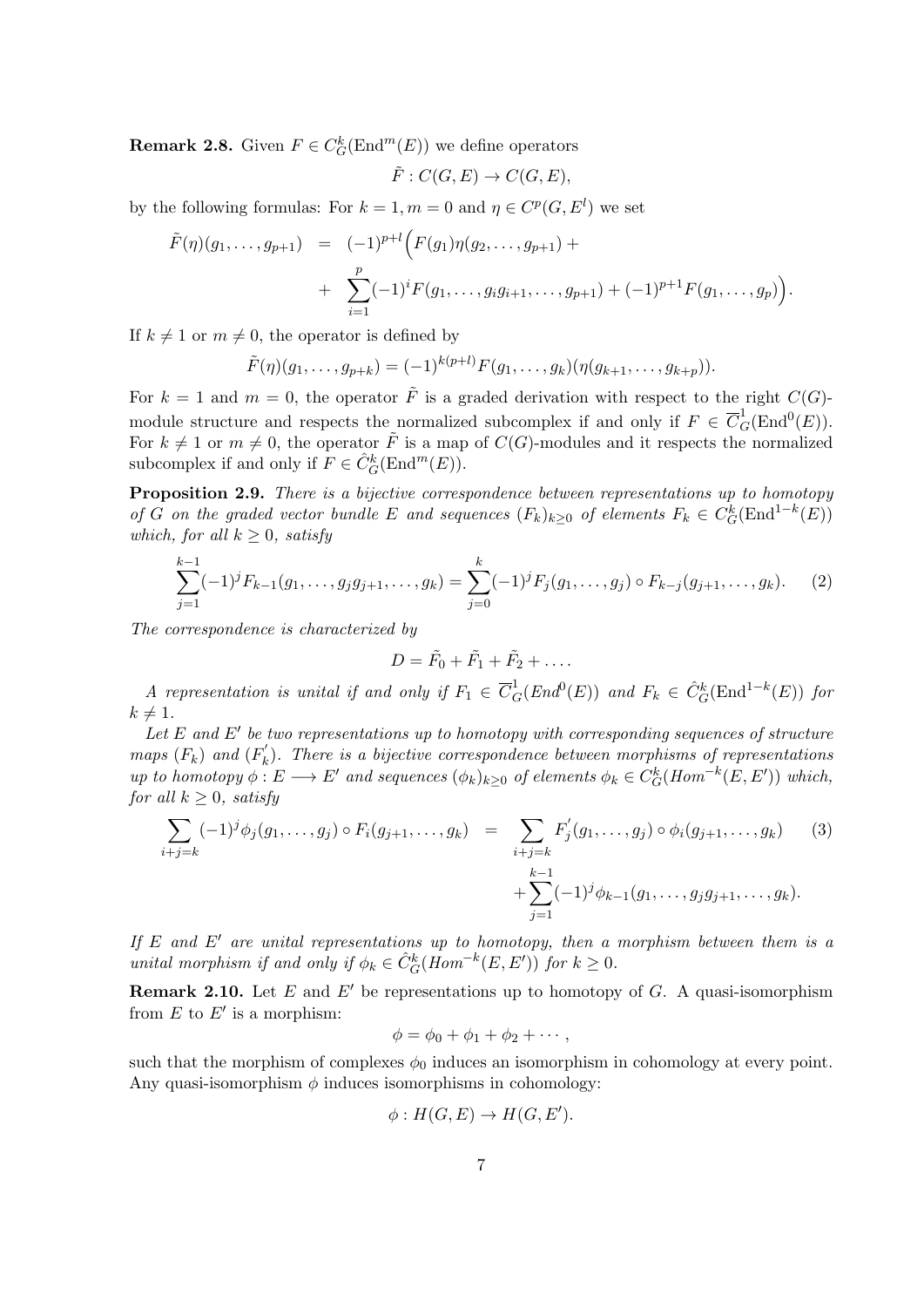**Remark 2.8.** Given $F \in C^k_G(\mathrm{End}^m(E))$ we define operators

$$\tilde{F} : C(G, E) \to C(G, E),$$

by the following formulas: For $k = 1, m = 0$ and $\eta \in C^p(G, E^l)$ we set

$$\begin{aligned}
\tilde{F}(\eta)(g_1, \dots, g_{p+1}) &= (-1)^{p+l}\Big(F(g_1)\eta(g_2, \dots, g_{p+1}) + \\
&+ \sum_{i=1}^{p}(-1)^i F(g_1, \dots, g_i g_{i+1}, \dots, g_{p+1}) + (-1)^{p+1} F(g_1, \dots, g_p)\Big).
\end{aligned}$$

If $k \neq 1$ or $m \neq 0$, the operator is defined by

$$\tilde{F}(\eta)(g_1, \dots, g_{p+k}) = (-1)^{k(p+l)} F(g_1, \dots, g_k)(\eta(g_{k+1}, \dots, g_{k+p})).$$

For $k = 1$ and $m = 0$, the operator $\tilde{F}$ is a graded derivation with respect to the right $C(G)$-module structure and respects the normalized subcomplex if and only if $F \in \overline{C}^1_G(\mathrm{End}^0(E))$. For $k \neq 1$ or $m \neq 0$, the operator $\tilde{F}$ is a map of $C(G)$-modules and it respects the normalized subcomplex if and only if $F \in \hat{C}^k_G(\mathrm{End}^m(E))$.

**Proposition 2.9.** *There is a bijective correspondence between representations up to homotopy of $G$ on the graded vector bundle $E$ and sequences $(F_k)_{k \geq 0}$ of elements $F_k \in C^k_G(\mathrm{End}^{1-k}(E))$ which, for all $k \geq 0$, satisfy*

$$\sum_{j=1}^{k-1}(-1)^j F_{k-1}(g_1, \dots, g_j g_{j+1}, \dots, g_k) = \sum_{j=0}^{k}(-1)^j F_j(g_1, \dots, g_j) \circ F_{k-j}(g_{j+1}, \dots, g_k). \tag{2}$$

*The correspondence is characterized by*

$$D = \tilde{F}_0 + \tilde{F}_1 + \tilde{F}_2 + \dots.$$

*A representation is unital if and only if $F_1 \in \overline{C}^1_G(End^0(E))$ and $F_k \in \hat{C}^k_G(\mathrm{End}^{1-k}(E))$ for $k \neq 1$.*

*Let $E$ and $E'$ be two representations up to homotopy with corresponding sequences of structure maps $(F_k)$ and $(F'_k)$. There is a bijective correspondence between morphisms of representations up to homotopy $\phi : E \longrightarrow E'$ and sequences $(\phi_k)_{k \geq 0}$ of elements $\phi_k \in C^k_G(Hom^{-k}(E, E'))$ which, for all $k \geq 0$, satisfy*

$$\begin{aligned}
\sum_{i+j=k}(-1)^j \phi_j(g_1, \dots, g_j) \circ F_i(g_{j+1}, \dots, g_k) &= \sum_{i+j=k} F'_j(g_1, \dots, g_j) \circ \phi_i(g_{j+1}, \dots, g_k) \qquad (3) \\
&+ \sum_{j=1}^{k-1}(-1)^j \phi_{k-1}(g_1, \dots, g_j g_{j+1}, \dots, g_k).
\end{aligned}$$

*If $E$ and $E'$ are unital representations up to homotopy, then a morphism between them is a unital morphism if and only if $\phi_k \in \hat{C}^k_G(Hom^{-k}(E, E'))$ for $k \geq 0$.*

**Remark 2.10.** Let $E$ and $E'$ be representations up to homotopy of $G$. A quasi-isomorphism from $E$ to $E'$ is a morphism:

$$\phi = \phi_0 + \phi_1 + \phi_2 + \cdots,$$

such that the morphism of complexes $\phi_0$ induces an isomorphism in cohomology at every point. Any quasi-isomorphism $\phi$ induces isomorphisms in cohomology:

$$\phi : H(G, E) \to H(G, E').$$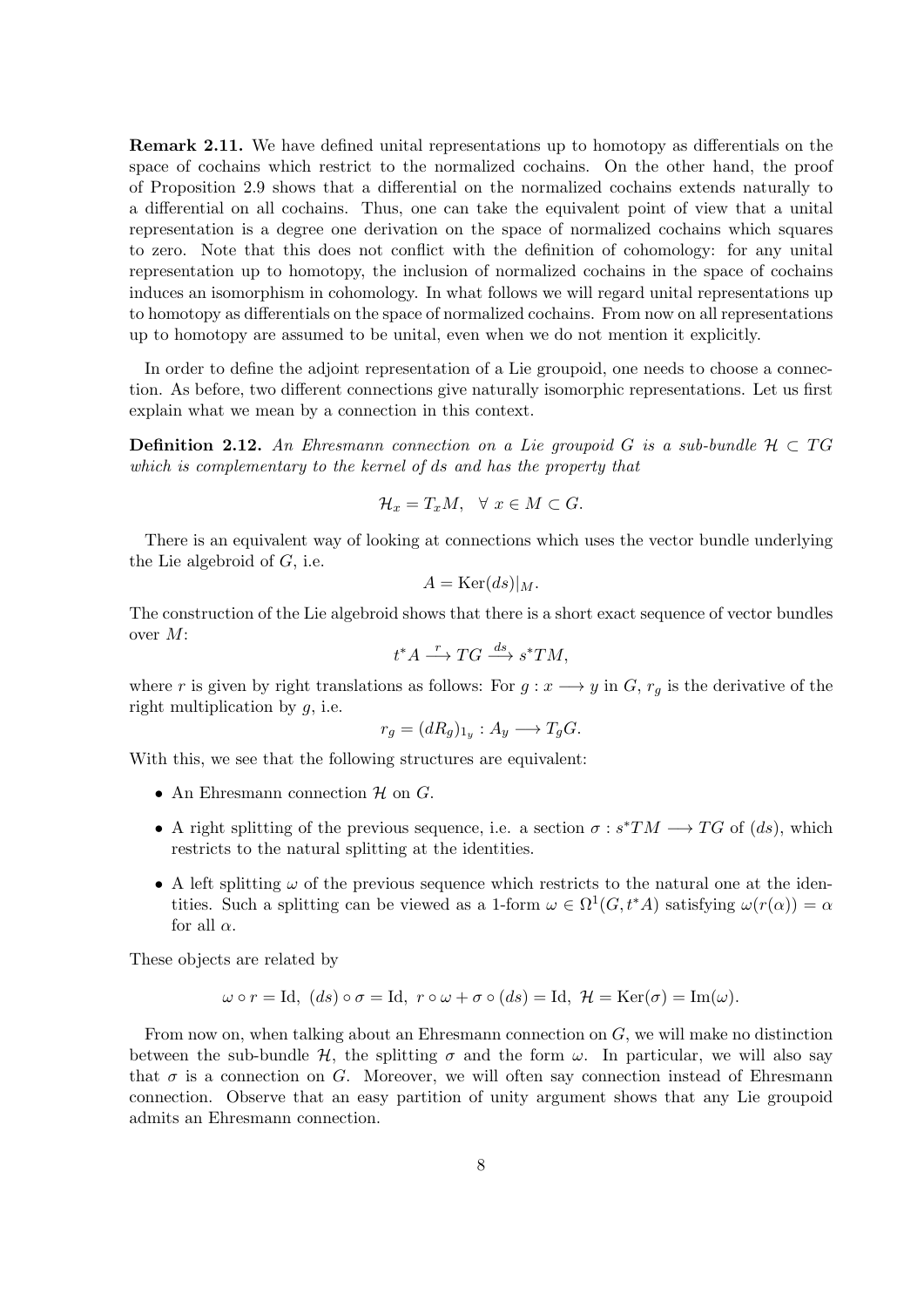**Remark 2.11.** We have defined unital representations up to homotopy as differentials on the space of cochains which restrict to the normalized cochains. On the other hand, the proof of Proposition 2.9 shows that a differential on the normalized cochains extends naturally to a differential on all cochains. Thus, one can take the equivalent point of view that a unital representation is a degree one derivation on the space of normalized cochains which squares to zero. Note that this does not conflict with the definition of cohomology: for any unital representation up to homotopy, the inclusion of normalized cochains in the space of cochains induces an isomorphism in cohomology. In what follows we will regard unital representations up to homotopy as differentials on the space of normalized cochains. From now on all representations up to homotopy are assumed to be unital, even when we do not mention it explicitly.

In order to define the adjoint representation of a Lie groupoid, one needs to choose a connection. As before, two different connections give naturally isomorphic representations. Let us first explain what we mean by a connection in this context.

**Definition 2.12.** *An Ehresmann connection on a Lie groupoid $G$ is a sub-bundle $\mathcal{H} \subset TG$ which is complementary to the kernel of $ds$ and has the property that*

$$\mathcal{H}_x = T_x M, \quad \forall\ x \in M \subset G.$$

There is an equivalent way of looking at connections which uses the vector bundle underlying the Lie algebroid of $G$, i.e.

$$A = \mathrm{Ker}(ds)|_M.$$

The construction of the Lie algebroid shows that there is a short exact sequence of vector bundles over $M$:

$$t^*A \xrightarrow{\ r\ } TG \xrightarrow{\ ds\ } s^*TM,$$

where $r$ is given by right translations as follows: For $g : x \longrightarrow y$ in $G$, $r_g$ is the derivative of the right multiplication by $g$, i.e.

$$r_g = (dR_g)_{1_y} : A_y \longrightarrow T_g G.$$

With this, we see that the following structures are equivalent:

- An Ehresmann connection $\mathcal{H}$ on $G$.
- A right splitting of the previous sequence, i.e. a section $\sigma : s^*TM \longrightarrow TG$ of $(ds)$, which restricts to the natural splitting at the identities.
- A left splitting $\omega$ of the previous sequence which restricts to the natural one at the identities. Such a splitting can be viewed as a 1-form $\omega \in \Omega^1(G, t^*A)$ satisfying $\omega(r(\alpha)) = \alpha$ for all $\alpha$.

These objects are related by

$$\omega \circ r = \mathrm{Id},\ (ds) \circ \sigma = \mathrm{Id},\ r \circ \omega + \sigma \circ (ds) = \mathrm{Id},\ \mathcal{H} = \mathrm{Ker}(\sigma) = \mathrm{Im}(\omega).$$

From now on, when talking about an Ehresmann connection on $G$, we will make no distinction between the sub-bundle $\mathcal{H}$, the splitting $\sigma$ and the form $\omega$. In particular, we will also say that $\sigma$ is a connection on $G$. Moreover, we will often say connection instead of Ehresmann connection. Observe that an easy partition of unity argument shows that any Lie groupoid admits an Ehresmann connection.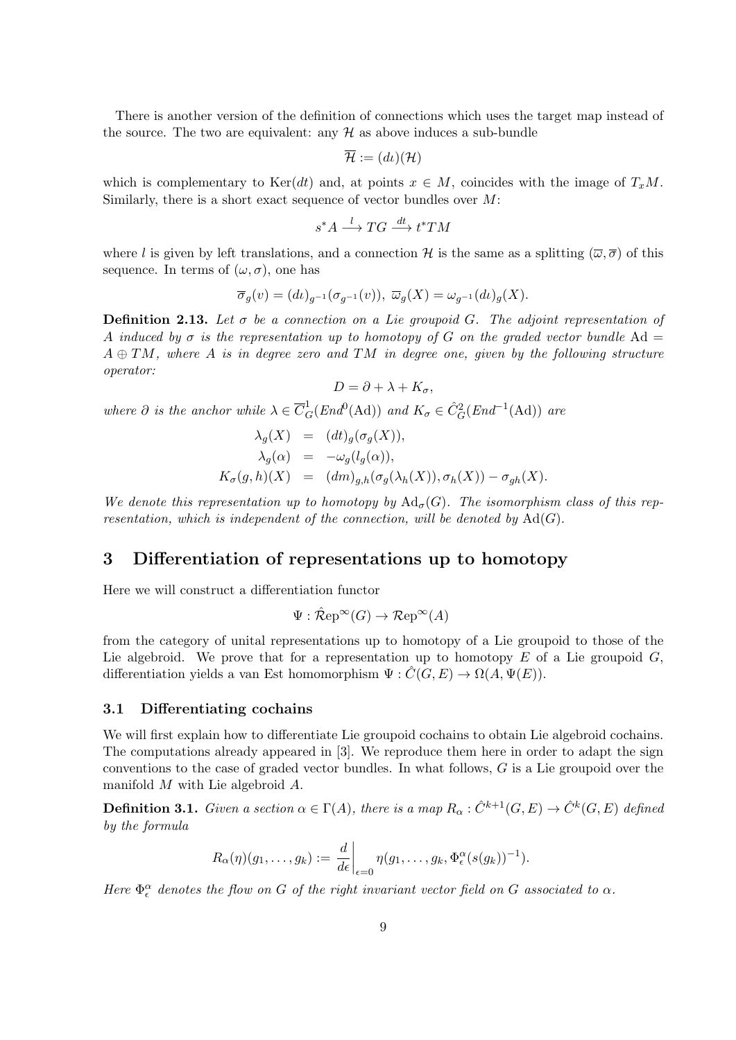There is another version of the definition of connections which uses the target map instead of the source. The two are equivalent: any $\mathcal{H}$ as above induces a sub-bundle

$$\overline{\mathcal{H}} := (d\iota)(\mathcal{H})$$

which is complementary to $\mathrm{Ker}(dt)$ and, at points $x \in M$, coincides with the image of $T_xM$. Similarly, there is a short exact sequence of vector bundles over $M$:

$$s^*A \xrightarrow{\ l\ } TG \xrightarrow{\ dt\ } t^*TM$$

where $l$ is given by left translations, and a connection $\mathcal{H}$ is the same as a splitting $(\overline{\omega}, \overline{\sigma})$ of this sequence. In terms of $(\omega, \sigma)$, one has

$$\overline{\sigma}_g(v) = (d\iota)_{g^{-1}}(\sigma_{g^{-1}}(v)),\ \overline{\omega}_g(X) = \omega_{g^{-1}}(d\iota)_g(X).$$

**Definition 2.13.** *Let $\sigma$ be a connection on a Lie groupoid $G$. The adjoint representation of $A$ induced by $\sigma$ is the representation up to homotopy of $G$ on the graded vector bundle $\mathrm{Ad} = A \oplus TM$, where $A$ is in degree zero and $TM$ in degree one, given by the following structure operator:*

$$D = \partial + \lambda + K_\sigma,$$

*where $\partial$ is the anchor while $\lambda \in \overline{C}^1_G(End^0(\mathrm{Ad}))$ and $K_\sigma \in \hat{C}^2_G(End^{-1}(\mathrm{Ad}))$ are*

$$\begin{aligned}
\lambda_g(X) &= (dt)_g(\sigma_g(X)),\\
\lambda_g(\alpha) &= -\omega_g(l_g(\alpha)),\\
K_\sigma(g,h)(X) &= (dm)_{g,h}(\sigma_g(\lambda_h(X)), \sigma_h(X)) - \sigma_{gh}(X).
\end{aligned}$$

*We denote this representation up to homotopy by $\mathrm{Ad}_\sigma(G)$. The isomorphism class of this representation, which is independent of the connection, will be denoted by $\mathrm{Ad}(G)$.*

# 3 Differentiation of representations up to homotopy

Here we will construct a differentiation functor

$$\Psi : \hat{\mathcal{R}}\mathrm{ep}^\infty(G) \to \mathcal{R}\mathrm{ep}^\infty(A)$$

from the category of unital representations up to homotopy of a Lie groupoid to those of the Lie algebroid. We prove that for a representation up to homotopy $E$ of a Lie groupoid $G$, differentiation yields a van Est homomorphism $\Psi : \hat{C}(G, E) \to \Omega(A, \Psi(E))$.

## 3.1 Differentiating cochains

We will first explain how to differentiate Lie groupoid cochains to obtain Lie algebroid cochains. The computations already appeared in [3]. We reproduce them here in order to adapt the sign conventions to the case of graded vector bundles. In what follows, $G$ is a Lie groupoid over the manifold $M$ with Lie algebroid $A$.

**Definition 3.1.** *Given a section $\alpha \in \Gamma(A)$, there is a map $R_\alpha : \hat{C}^{k+1}(G, E) \to \hat{C}^k(G, E)$ defined by the formula*

$$R_\alpha(\eta)(g_1, \ldots, g_k) := \left.\frac{d}{d\epsilon}\right|_{\epsilon=0} \eta(g_1, \ldots, g_k, \Phi^\alpha_\epsilon(s(g_k))^{-1}).$$

*Here $\Phi^\alpha_\epsilon$ denotes the flow on $G$ of the right invariant vector field on $G$ associated to $\alpha$.*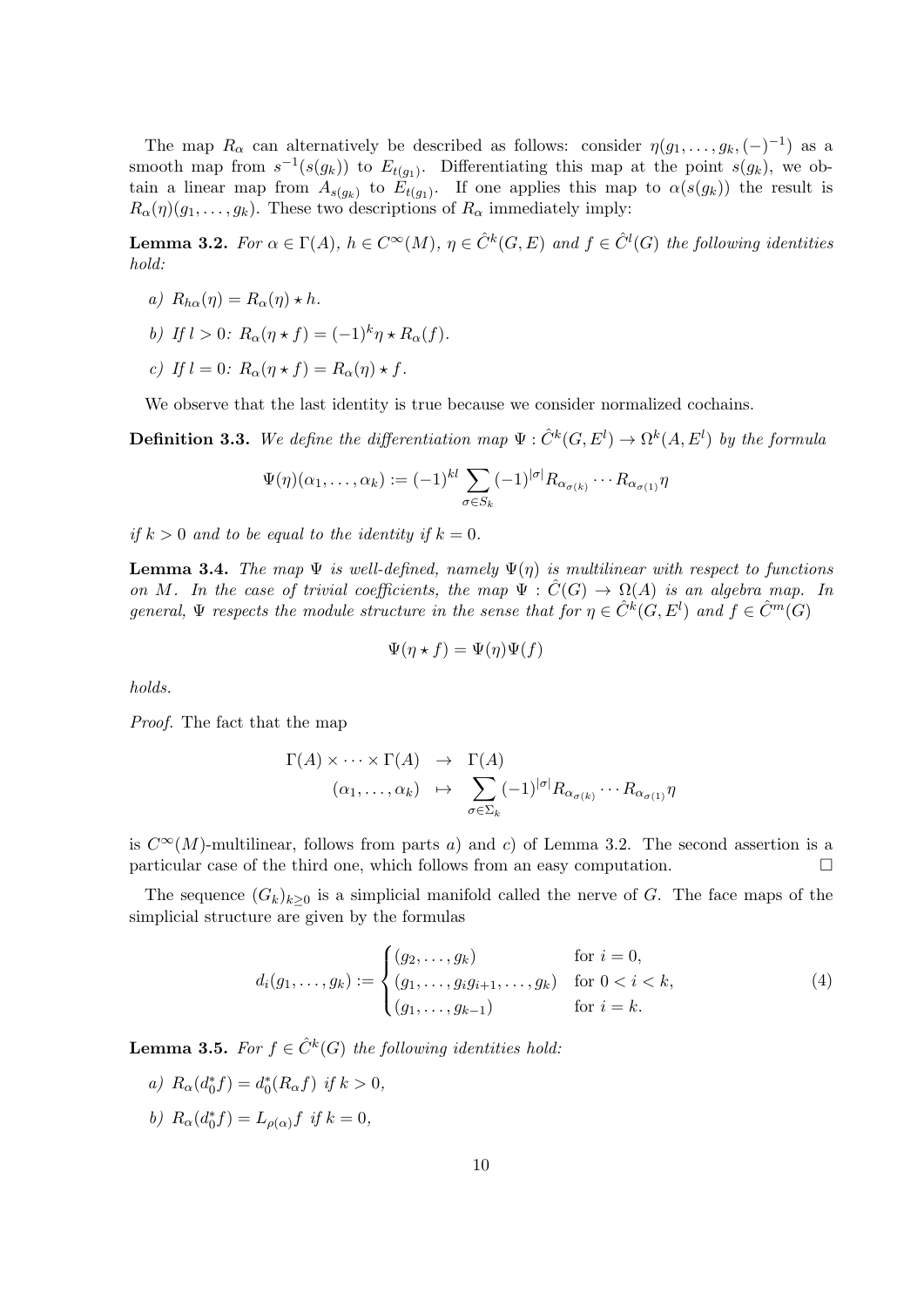The map $R_\alpha$ can alternatively be described as follows: consider $\eta(g_1, \ldots, g_k, (-)^{-1})$ as a smooth map from $s^{-1}(s(g_k))$ to $E_{t(g_1)}$. Differentiating this map at the point $s(g_k)$, we obtain a linear map from $A_{s(g_k)}$ to $E_{t(g_1)}$. If one applies this map to $\alpha(s(g_k))$ the result is $R_\alpha(\eta)(g_1, \ldots, g_k)$. These two descriptions of $R_\alpha$ immediately imply:

**Lemma 3.2.** *For $\alpha \in \Gamma(A)$, $h \in C^\infty(M)$, $\eta \in \hat{C}^k(G, E)$ and $f \in \hat{C}^l(G)$ the following identities hold:*

*a) $R_{h\alpha}(\eta) = R_\alpha(\eta) \star h$.*

*b) If $l > 0$: $R_\alpha(\eta \star f) = (-1)^k \eta \star R_\alpha(f)$.*

*c) If $l = 0$: $R_\alpha(\eta \star f) = R_\alpha(\eta) \star f$.*

We observe that the last identity is true because we consider normalized cochains.

**Definition 3.3.** *We define the differentiation map $\Psi : \hat{C}^k(G, E^l) \to \Omega^k(A, E^l)$ by the formula*

$$\Psi(\eta)(\alpha_1, \ldots, \alpha_k) := (-1)^{kl} \sum_{\sigma \in S_k} (-1)^{|\sigma|} R_{\alpha_{\sigma(k)}} \cdots R_{\alpha_{\sigma(1)}} \eta$$

*if $k > 0$ and to be equal to the identity if $k = 0$.*

**Lemma 3.4.** *The map $\Psi$ is well-defined, namely $\Psi(\eta)$ is multilinear with respect to functions on $M$. In the case of trivial coefficients, the map $\Psi : \hat{C}(G) \to \Omega(A)$ is an algebra map. In general, $\Psi$ respects the module structure in the sense that for $\eta \in \hat{C}^k(G, E^l)$ and $f \in \hat{C}^m(G)$*

$$\Psi(\eta \star f) = \Psi(\eta)\Psi(f)$$

*holds.*

*Proof.* The fact that the map

$$\begin{aligned} \Gamma(A) \times \cdots \times \Gamma(A) &\to \Gamma(A) \\ (\alpha_1, \ldots, \alpha_k) &\mapsto \sum_{\sigma \in \Sigma_k} (-1)^{|\sigma|} R_{\alpha_{\sigma(k)}} \cdots R_{\alpha_{\sigma(1)}} \eta \end{aligned}$$

is $C^\infty(M)$-multilinear, follows from parts $a)$ and $c)$ of Lemma 3.2. The second assertion is a particular case of the third one, which follows from an easy computation. $\square$

The sequence $(G_k)_{k \geq 0}$ is a simplicial manifold called the nerve of $G$. The face maps of the simplicial structure are given by the formulas

$$d_i(g_1, \ldots, g_k) := \begin{cases} (g_2, \ldots, g_k) & \text{for } i = 0, \\ (g_1, \ldots, g_i g_{i+1}, \ldots, g_k) & \text{for } 0 < i < k, \\ (g_1, \ldots, g_{k-1}) & \text{for } i = k. \end{cases} \tag{4}$$

**Lemma 3.5.** *For $f \in \hat{C}^k(G)$ the following identities hold:*

*a) $R_\alpha(d_0^* f) = d_0^*(R_\alpha f)$ if $k > 0$,*

*b) $R_\alpha(d_0^* f) = L_{\rho(\alpha)} f$ if $k = 0$,*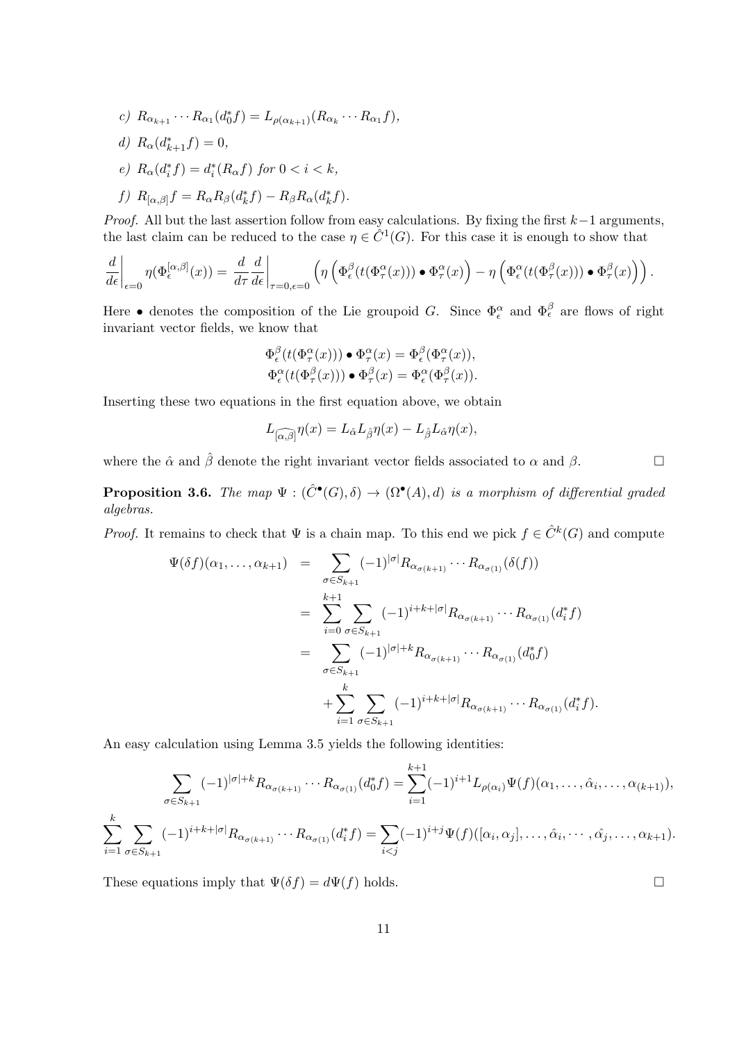c) $R_{\alpha_{k+1}} \cdots R_{\alpha_1}(d_0^* f) = L_{\rho(\alpha_{k+1})}(R_{\alpha_k} \cdots R_{\alpha_1} f)$,

d) $R_\alpha(d_{k+1}^* f) = 0$,

e) $R_\alpha(d_i^* f) = d_i^*(R_\alpha f)$ *for* $0 < i < k$,

f) $R_{[\alpha,\beta]} f = R_\alpha R_\beta(d_k^* f) - R_\beta R_\alpha(d_k^* f)$.

*Proof.* All but the last assertion follow from easy calculations. By fixing the first $k-1$ arguments, the last claim can be reduced to the case $\eta \in \hat{C}^1(G)$. For this case it is enough to show that

$$\left.\frac{d}{d\epsilon}\right|_{\epsilon=0} \eta(\Phi_\epsilon^{[\alpha,\beta]}(x)) = \frac{d}{d\tau}\left.\frac{d}{d\epsilon}\right|_{\tau=0,\epsilon=0} \left(\eta\left(\Phi_\epsilon^\beta(t(\Phi_\tau^\alpha(x))) \bullet \Phi_\tau^\alpha(x)\right) - \eta\left(\Phi_\epsilon^\alpha(t(\Phi_\tau^\beta(x))) \bullet \Phi_\tau^\beta(x)\right)\right).$$

Here $\bullet$ denotes the composition of the Lie groupoid $G$. Since $\Phi_\epsilon^\alpha$ and $\Phi_\epsilon^\beta$ are flows of right invariant vector fields, we know that

$$\Phi_\epsilon^\beta(t(\Phi_\tau^\alpha(x))) \bullet \Phi_\tau^\alpha(x) = \Phi_\epsilon^\beta(\Phi_\tau^\alpha(x)),$$
$$\Phi_\epsilon^\alpha(t(\Phi_\tau^\beta(x))) \bullet \Phi_\tau^\beta(x) = \Phi_\epsilon^\alpha(\Phi_\tau^\beta(x)).$$

Inserting these two equations in the first equation above, we obtain

$$L_{\widehat{[\alpha,\beta]}}\eta(x) = L_{\hat{\alpha}} L_{\hat{\beta}}\eta(x) - L_{\hat{\beta}} L_{\hat{\alpha}}\eta(x),$$

where the $\hat{\alpha}$ and $\hat{\beta}$ denote the right invariant vector fields associated to $\alpha$ and $\beta$. □

**Proposition 3.6.** *The map* $\Psi : (\hat{C}^\bullet(G), \delta) \to (\Omega^\bullet(A), d)$ *is a morphism of differential graded algebras.*

*Proof.* It remains to check that $\Psi$ is a chain map. To this end we pick $f \in \hat{C}^k(G)$ and compute

$$\begin{aligned}
\Psi(\delta f)(\alpha_1, \ldots, \alpha_{k+1}) &= \sum_{\sigma \in S_{k+1}} (-1)^{|\sigma|} R_{\alpha_{\sigma(k+1)}} \cdots R_{\alpha_{\sigma(1)}}(\delta(f)) \\
&= \sum_{i=0}^{k+1} \sum_{\sigma \in S_{k+1}} (-1)^{i+k+|\sigma|} R_{\alpha_{\sigma(k+1)}} \cdots R_{\alpha_{\sigma(1)}}(d_i^* f) \\
&= \sum_{\sigma \in S_{k+1}} (-1)^{|\sigma|+k} R_{\alpha_{\sigma(k+1)}} \cdots R_{\alpha_{\sigma(1)}}(d_0^* f) \\
&\quad + \sum_{i=1}^{k} \sum_{\sigma \in S_{k+1}} (-1)^{i+k+|\sigma|} R_{\alpha_{\sigma(k+1)}} \cdots R_{\alpha_{\sigma(1)}}(d_i^* f).
\end{aligned}$$

An easy calculation using Lemma 3.5 yields the following identities:

$$\sum_{\sigma \in S_{k+1}} (-1)^{|\sigma|+k} R_{\alpha_{\sigma(k+1)}} \cdots R_{\alpha_{\sigma(1)}}(d_0^* f) = \sum_{i=1}^{k+1} (-1)^{i+1} L_{\rho(\alpha_i)} \Psi(f)(\alpha_1, \ldots, \hat{\alpha}_i, \ldots, \alpha_{(k+1)}),$$

$$\sum_{i=1}^{k} \sum_{\sigma \in S_{k+1}} (-1)^{i+k+|\sigma|} R_{\alpha_{\sigma(k+1)}} \cdots R_{\alpha_{\sigma(1)}}(d_i^* f) = \sum_{i<j} (-1)^{i+j} \Psi(f)([\alpha_i, \alpha_j], \ldots, \hat{\alpha}_i, \cdots, \hat{\alpha_j}, \ldots, \alpha_{k+1}).$$

These equations imply that $\Psi(\delta f) = d\Psi(f)$ holds. □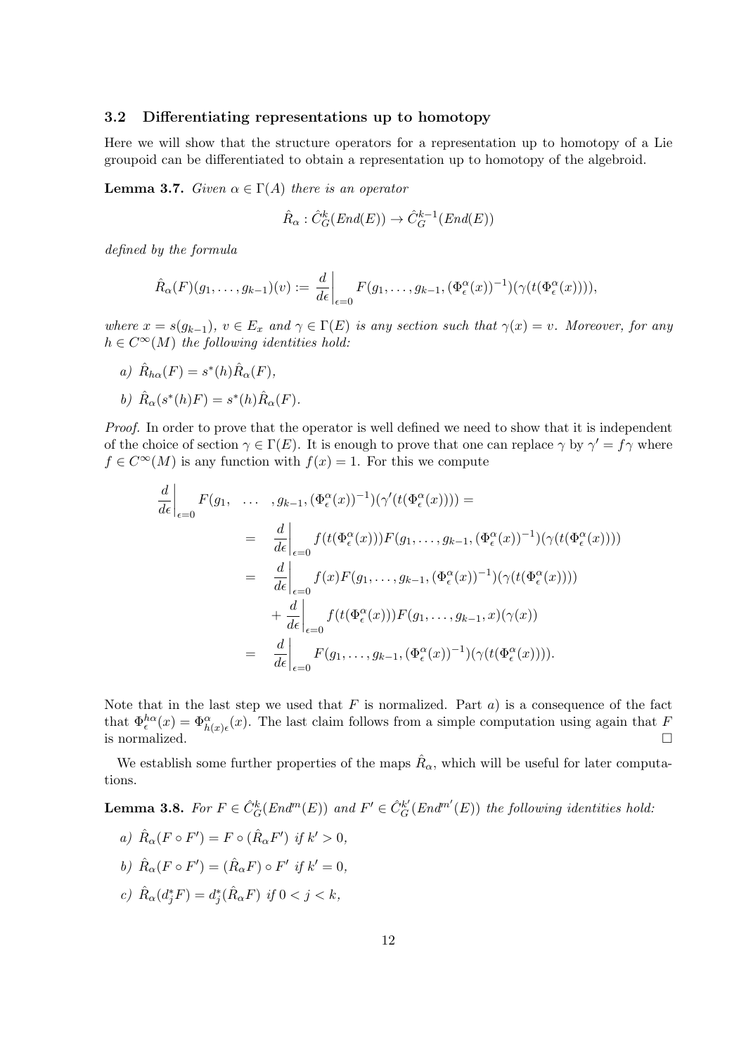### 3.2 Differentiating representations up to homotopy

Here we will show that the structure operators for a representation up to homotopy of a Lie groupoid can be differentiated to obtain a representation up to homotopy of the algebroid.

**Lemma 3.7.** *Given $\alpha \in \Gamma(A)$ there is an operator*

$$\hat{R}_\alpha : \hat{C}^k_G(End(E)) \to \hat{C}^{k-1}_G(End(E))$$

*defined by the formula*

$$\hat{R}_\alpha(F)(g_1, \ldots, g_{k-1})(v) := \left.\frac{d}{d\epsilon}\right|_{\epsilon=0} F(g_1, \ldots, g_{k-1}, (\Phi^\alpha_\epsilon(x))^{-1})(\gamma(t(\Phi^\alpha_\epsilon(x)))),$$

*where $x = s(g_{k-1})$, $v \in E_x$ and $\gamma \in \Gamma(E)$ is any section such that $\gamma(x) = v$. Moreover, for any $h \in C^\infty(M)$ the following identities hold:*

*a)* $\hat{R}_{h\alpha}(F) = s^*(h)\hat{R}_\alpha(F)$,

*b)* $\hat{R}_\alpha(s^*(h)F) = s^*(h)\hat{R}_\alpha(F)$.

*Proof.* In order to prove that the operator is well defined we need to show that it is independent of the choice of section $\gamma \in \Gamma(E)$. It is enough to prove that one can replace $\gamma$ by $\gamma' = f\gamma$ where $f \in C^\infty(M)$ is any function with $f(x) = 1$. For this we compute

$$\begin{aligned}
\left.\frac{d}{d\epsilon}\right|_{\epsilon=0} F(g_1, \ \ldots \ , g_{k-1}, (\Phi^\alpha_\epsilon(x))^{-1})(\gamma'(t(\Phi^\alpha_\epsilon(x)))) &= \\
&= \left.\frac{d}{d\epsilon}\right|_{\epsilon=0} f(t(\Phi^\alpha_\epsilon(x)))F(g_1, \ldots, g_{k-1}, (\Phi^\alpha_\epsilon(x))^{-1})(\gamma(t(\Phi^\alpha_\epsilon(x)))) \\
&= \left.\frac{d}{d\epsilon}\right|_{\epsilon=0} f(x)F(g_1, \ldots, g_{k-1}, (\Phi^\alpha_\epsilon(x))^{-1})(\gamma(t(\Phi^\alpha_\epsilon(x)))) \\
&\quad + \left.\frac{d}{d\epsilon}\right|_{\epsilon=0} f(t(\Phi^\alpha_\epsilon(x)))F(g_1, \ldots, g_{k-1}, x)(\gamma(x)) \\
&= \left.\frac{d}{d\epsilon}\right|_{\epsilon=0} F(g_1, \ldots, g_{k-1}, (\Phi^\alpha_\epsilon(x))^{-1})(\gamma(t(\Phi^\alpha_\epsilon(x)))).
\end{aligned}$$

Note that in the last step we used that $F$ is normalized. Part $a)$ is a consequence of the fact that $\Phi^{h\alpha}_\epsilon(x) = \Phi^\alpha_{h(x)\epsilon}(x)$. The last claim follows from a simple computation using again that $F$ is normalized. $\square$

We establish some further properties of the maps $\hat{R}_\alpha$, which will be useful for later computations.

**Lemma 3.8.** *For $F \in \hat{C}^k_G(End^m(E))$ and $F' \in \hat{C}^{k'}_G(End^{m'}(E))$ the following identities hold:*

*a)* $\hat{R}_\alpha(F \circ F') = F \circ (\hat{R}_\alpha F')$ *if* $k' > 0$,

*b)* $\hat{R}_\alpha(F \circ F') = (\hat{R}_\alpha F) \circ F'$ *if* $k' = 0$,

*c)* $\hat{R}_\alpha(d^*_j F) = d^*_j(\hat{R}_\alpha F)$ *if* $0 < j < k$,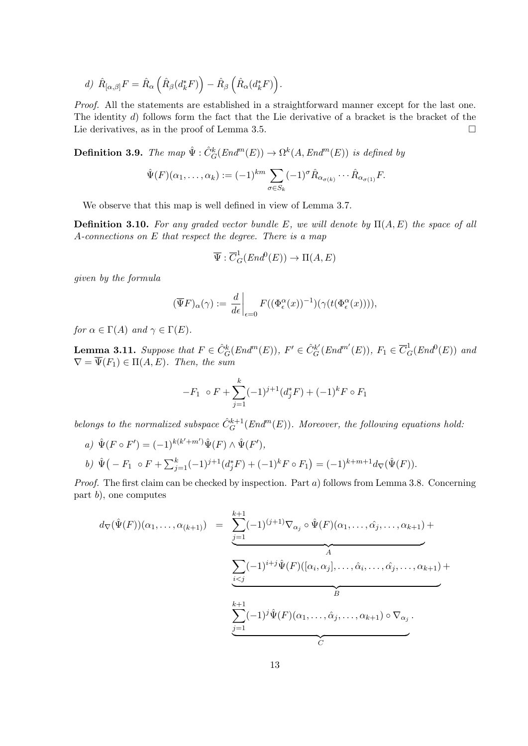d) $\hat{R}_{[\alpha,\beta]}F = \hat{R}_\alpha\left(\hat{R}_\beta(d_k^* F)\right) - \hat{R}_\beta\left(\hat{R}_\alpha(d_k^* F)\right)$.

*Proof.* All the statements are established in a straightforward manner except for the last one. The identity *d)* follows form the fact that the Lie derivative of a bracket is the bracket of the Lie derivatives, as in the proof of Lemma 3.5. $\square$

**Definition 3.9.** *The map $\hat{\Psi} : \hat{C}^k_G(End^m(E)) \to \Omega^k(A, End^m(E))$ is defined by*

$$\hat{\Psi}(F)(\alpha_1, \ldots, \alpha_k) := (-1)^{km} \sum_{\sigma \in S_k} (-1)^\sigma \hat{R}_{\alpha_{\sigma(k)}} \cdots \hat{R}_{\alpha_{\sigma(1)}} F.$$

We observe that this map is well defined in view of Lemma 3.7.

**Definition 3.10.** *For any graded vector bundle $E$, we will denote by $\Pi(A, E)$ the space of all $A$-connections on $E$ that respect the degree. There is a map*

$$\overline{\Psi} : \overline{C}^1_G(End^0(E)) \to \Pi(A, E)$$

*given by the formula*

$$(\overline{\Psi}F)_\alpha(\gamma) := \frac{d}{d\epsilon}\bigg|_{\epsilon=0} F((\Phi^\alpha_\epsilon(x))^{-1})(\gamma(t(\Phi^\alpha_\epsilon(x)))),$$

*for $\alpha \in \Gamma(A)$ and $\gamma \in \Gamma(E)$.*

**Lemma 3.11.** *Suppose that $F \in \hat{C}^k_G(End^m(E))$, $F' \in \hat{C}^{k'}_G(End^{m'}(E))$, $F_1 \in \overline{C}^1_G(End^0(E))$ and $\nabla = \overline{\Psi}(F_1) \in \Pi(A, E)$. Then, the sum*

$$-F_1 \circ F + \sum_{j=1}^{k} (-1)^{j+1}(d_j^* F) + (-1)^k F \circ F_1$$

*belongs to the normalized subspace $\hat{C}^{k+1}_G(End^m(E))$. Moreover, the following equations hold:*

*a)* $\hat{\Psi}(F \circ F') = (-1)^{k(k'+m')}\hat{\Psi}(F) \wedge \hat{\Psi}(F')$,

*b)* $\hat{\Psi}\big(-F_1 \circ F + \sum_{j=1}^{k}(-1)^{j+1}(d_j^* F) + (-1)^k F \circ F_1\big) = (-1)^{k+m+1} d_\nabla(\hat{\Psi}(F))$.

*Proof.* The first claim can be checked by inspection. Part *a)* follows from Lemma 3.8. Concerning part *b)*, one computes

$$\begin{aligned} d_\nabla(\hat{\Psi}(F))(\alpha_1, \ldots, \alpha_{(k+1)}) \;=\; & \underbrace{\sum_{j=1}^{k+1} (-1)^{(j+1)} \nabla_{\alpha_j} \circ \hat{\Psi}(F)(\alpha_1, \ldots, \hat{\alpha_j}, \ldots, \alpha_{k+1})}_{A} + \\ & \underbrace{\sum_{i<j} (-1)^{i+j} \hat{\Psi}(F)([\alpha_i, \alpha_j], \ldots, \hat{\alpha}_i, \ldots, \hat{\alpha}_j, \ldots, \alpha_{k+1})}_{B} + \\ & \underbrace{\sum_{j=1}^{k+1} (-1)^j \hat{\Psi}(F)(\alpha_1, \ldots, \hat{\alpha}_j, \ldots, \alpha_{k+1}) \circ \nabla_{\alpha_j}}_{C}. \end{aligned}$$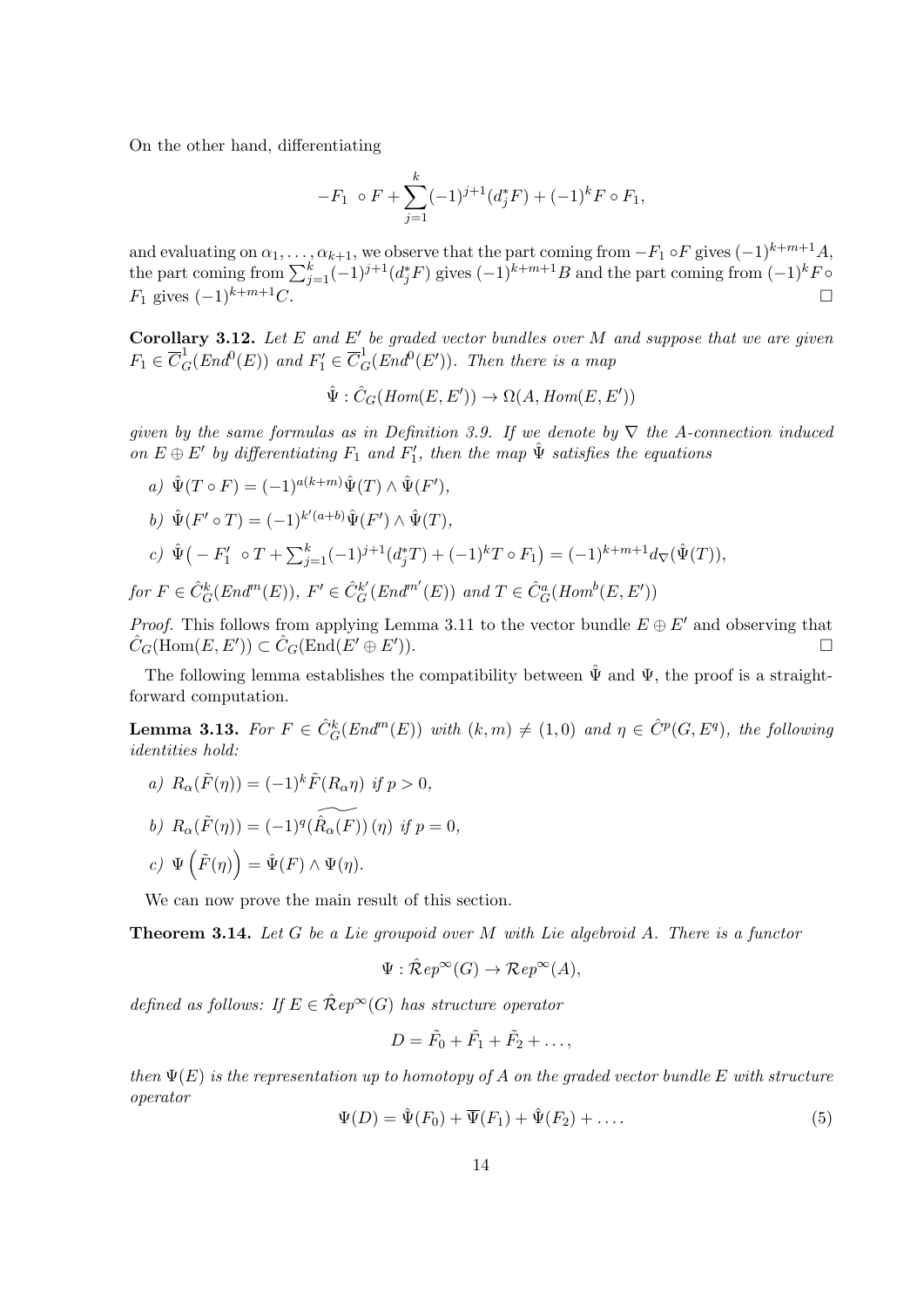On the other hand, differentiating

$$-F_1 \circ F + \sum_{j=1}^{k}(-1)^{j+1}(d_j^* F) + (-1)^k F \circ F_1,$$

and evaluating on $\alpha_1, \ldots, \alpha_{k+1}$, we observe that the part coming from $-F_1 \circ F$ gives $(-1)^{k+m+1}A$, the part coming from $\sum_{j=1}^{k}(-1)^{j+1}(d_j^* F)$ gives $(-1)^{k+m+1}B$ and the part coming from $(-1)^k F \circ F_1$ gives $(-1)^{k+m+1}C$. □

**Corollary 3.12.** *Let $E$ and $E'$ be graded vector bundles over $M$ and suppose that we are given $F_1 \in \overline{C}^1_G(End^0(E))$ and $F_1' \in \overline{C}^1_G(End^0(E'))$. Then there is a map*

$$\hat{\Psi} : \hat{C}_G(Hom(E, E')) \to \Omega(A, Hom(E, E'))$$

*given by the same formulas as in Definition 3.9. If we denote by $\nabla$ the $A$-connection induced on $E \oplus E'$ by differentiating $F_1$ and $F_1'$, then the map $\hat{\Psi}$ satisfies the equations*

*a)* $\hat{\Psi}(T \circ F) = (-1)^{a(k+m)}\hat{\Psi}(T) \wedge \hat{\Psi}(F')$,

*b)* $\hat{\Psi}(F' \circ T) = (-1)^{k'(a+b)}\hat{\Psi}(F') \wedge \hat{\Psi}(T)$,

*c)* $\hat{\Psi}\big(-F_1' \circ T + \sum_{j=1}^{k}(-1)^{j+1}(d_j^* T) + (-1)^k T \circ F_1\big) = (-1)^{k+m+1}d_\nabla(\hat{\Psi}(T))$,

*for $F \in \hat{C}^k_G(End^m(E))$, $F' \in \hat{C}^{k'}_G(End^{m'}(E))$ and $T \in \hat{C}^a_G(Hom^b(E, E'))$*

*Proof.* This follows from applying Lemma 3.11 to the vector bundle $E \oplus E'$ and observing that $\hat{C}_G(\mathrm{Hom}(E, E')) \subset \hat{C}_G(\mathrm{End}(E' \oplus E'))$. □

The following lemma establishes the compatibility between $\hat{\Psi}$ and $\Psi$, the proof is a straightforward computation.

**Lemma 3.13.** *For $F \in \hat{C}^k_G(End^m(E))$ with $(k, m) \neq (1, 0)$ and $\eta \in \hat{C}^p(G, E^q)$, the following identities hold:*

*a)* $R_\alpha(\tilde{F}(\eta)) = (-1)^k \tilde{F}(R_\alpha \eta)$ *if $p > 0$,*

*b)* $R_\alpha(\tilde{F}(\eta)) = (-1)^q \widetilde{(\hat{R}_\alpha(F))}(\eta)$ *if $p = 0$,*

*c)* $\Psi\left(\tilde{F}(\eta)\right) = \hat{\Psi}(F) \wedge \Psi(\eta)$.

We can now prove the main result of this section.

**Theorem 3.14.** *Let $G$ be a Lie groupoid over $M$ with Lie algebroid $A$. There is a functor*

$$\Psi : \hat{\mathcal{R}}ep^\infty(G) \to \mathcal{R}ep^\infty(A),$$

*defined as follows: If $E \in \hat{\mathcal{R}}ep^\infty(G)$ has structure operator*

$$D = \tilde{F_0} + \tilde{F_1} + \tilde{F_2} + \ldots,$$

*then $\Psi(E)$ is the representation up to homotopy of $A$ on the graded vector bundle $E$ with structure operator*

$$\Psi(D) = \hat{\Psi}(F_0) + \overline{\Psi}(F_1) + \hat{\Psi}(F_2) + \ldots. \tag{5}$$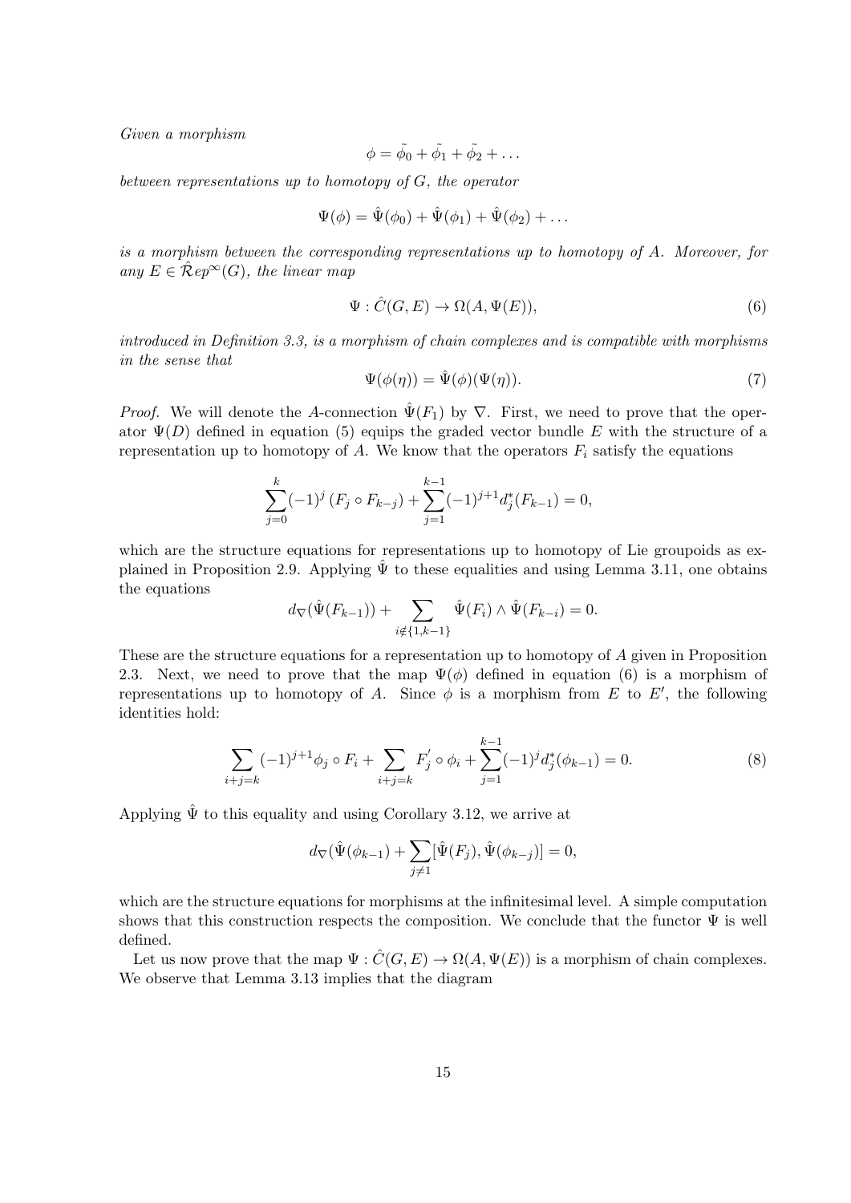*Given a morphism*

$$\phi = \tilde{\phi_0} + \tilde{\phi_1} + \tilde{\phi_2} + \dots$$

*between representations up to homotopy of $G$, the operator*

$$\Psi(\phi) = \hat{\Psi}(\phi_0) + \hat{\Psi}(\phi_1) + \hat{\Psi}(\phi_2) + \dots$$

*is a morphism between the corresponding representations up to homotopy of $A$. Moreover, for any $E \in \hat{\mathcal{R}}ep^{\infty}(G)$, the linear map*

$$\Psi : \hat{C}(G, E) \to \Omega(A, \Psi(E)), \tag{6}$$

*introduced in Definition 3.3, is a morphism of chain complexes and is compatible with morphisms in the sense that*

$$\Psi(\phi(\eta)) = \hat{\Psi}(\phi)(\Psi(\eta)). \tag{7}$$

*Proof.* We will denote the $A$-connection $\hat{\Psi}(F_1)$ by $\nabla$. First, we need to prove that the operator $\Psi(D)$ defined in equation (5) equips the graded vector bundle $E$ with the structure of a representation up to homotopy of $A$. We know that the operators $F_i$ satisfy the equations

$$\sum_{j=0}^{k} (-1)^j \left(F_j \circ F_{k-j}\right) + \sum_{j=1}^{k-1} (-1)^{j+1} d_j^*(F_{k-1}) = 0,$$

which are the structure equations for representations up to homotopy of Lie groupoids as explained in Proposition 2.9. Applying $\hat{\Psi}$ to these equalities and using Lemma 3.11, one obtains the equations

$$d_{\nabla}(\hat{\Psi}(F_{k-1})) + \sum_{i \notin \{1, k-1\}} \hat{\Psi}(F_i) \wedge \hat{\Psi}(F_{k-i}) = 0.$$

These are the structure equations for a representation up to homotopy of $A$ given in Proposition 2.3. Next, we need to prove that the map $\Psi(\phi)$ defined in equation (6) is a morphism of representations up to homotopy of $A$. Since $\phi$ is a morphism from $E$ to $E'$, the following identities hold:

$$\sum_{i+j=k} (-1)^{j+1} \phi_j \circ F_i + \sum_{i+j=k} F_j^{'} \circ \phi_i + \sum_{j=1}^{k-1} (-1)^j d_j^*(\phi_{k-1}) = 0. \tag{8}$$

Applying $\hat{\Psi}$ to this equality and using Corollary 3.12, we arrive at

$$d_{\nabla}(\hat{\Psi}(\phi_{k-1}) + \sum_{j \neq 1} [\hat{\Psi}(F_j), \hat{\Psi}(\phi_{k-j})] = 0,$$

which are the structure equations for morphisms at the infinitesimal level. A simple computation shows that this construction respects the composition. We conclude that the functor $\Psi$ is well defined.

Let us now prove that the map $\Psi : \hat{C}(G, E) \to \Omega(A, \Psi(E))$ is a morphism of chain complexes. We observe that Lemma 3.13 implies that the diagram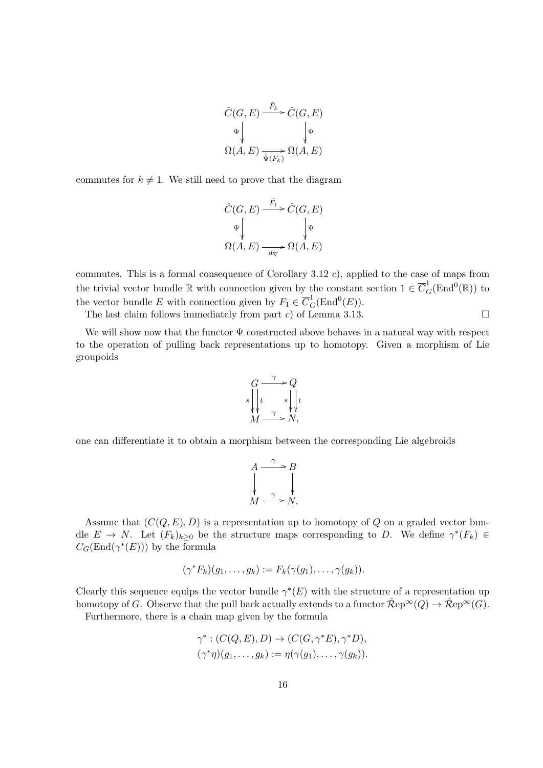$$\begin{array}{ccc} \hat{C}(G,E) & \xrightarrow{\tilde{F}_k} & \hat{C}(G,E) \\ \Psi \downarrow & & \downarrow \Psi \\ \Omega(A,E) & \xrightarrow[\hat{\Psi}(F_k)]{} & \Omega(A,E) \end{array}$$

commutes for $k \neq 1$. We still need to prove that the diagram

$$\begin{array}{ccc} \hat{C}(G,E) & \xrightarrow{\tilde{F}_1} & \hat{C}(G,E) \\ \Psi \downarrow & & \downarrow \Psi \\ \Omega(A,E) & \xrightarrow[d_\nabla]{} & \Omega(A,E) \end{array}$$

commutes. This is a formal consequence of Corollary 3.12 $c$), applied to the case of maps from the trivial vector bundle $\mathbb{R}$ with connection given by the constant section $1 \in \overline{C}^1_G(\mathrm{End}^0(\mathbb{R}))$ to the vector bundle $E$ with connection given by $F_1 \in \overline{C}^1_G(\mathrm{End}^0(E))$.

The last claim follows immediately from part $c$) of Lemma 3.13. $\square$

We will show now that the functor $\Psi$ constructed above behaves in a natural way with respect to the operation of pulling back representations up to homotopy. Given a morphism of Lie groupoids

$$\begin{array}{ccc} G & \xrightarrow{\gamma} & Q \\ s \downarrow\downarrow t & & s \downarrow\downarrow t \\ M & \xrightarrow{\gamma} & N, \end{array}$$

one can differentiate it to obtain a morphism between the corresponding Lie algebroids

$$\begin{array}{ccc} A & \xrightarrow{\gamma} & B \\ \downarrow & & \downarrow \\ M & \xrightarrow{\gamma} & N. \end{array}$$

Assume that $(C(Q,E), D)$ is a representation up to homotopy of $Q$ on a graded vector bundle $E \to N$. Let $(F_k)_{k\geq 0}$ be the structure maps corresponding to $D$. We define $\gamma^*(F_k) \in C_G(\mathrm{End}(\gamma^*(E)))$ by the formula

$$(\gamma^* F_k)(g_1, \ldots, g_k) := F_k(\gamma(g_1), \ldots, \gamma(g_k)).$$

Clearly this sequence equips the vector bundle $\gamma^*(E)$ with the structure of a representation up homotopy of $G$. Observe that the pull back actually extends to a functor $\hat{\mathcal{R}}\mathrm{ep}^\infty(Q) \to \hat{\mathcal{R}}\mathrm{ep}^\infty(G)$.

Furthermore, there is a chain map given by the formula

$$\gamma^* : (C(Q,E), D) \to (C(G, \gamma^* E), \gamma^* D),$$
$$(\gamma^* \eta)(g_1, \ldots, g_k) := \eta(\gamma(g_1), \ldots, \gamma(g_k)).$$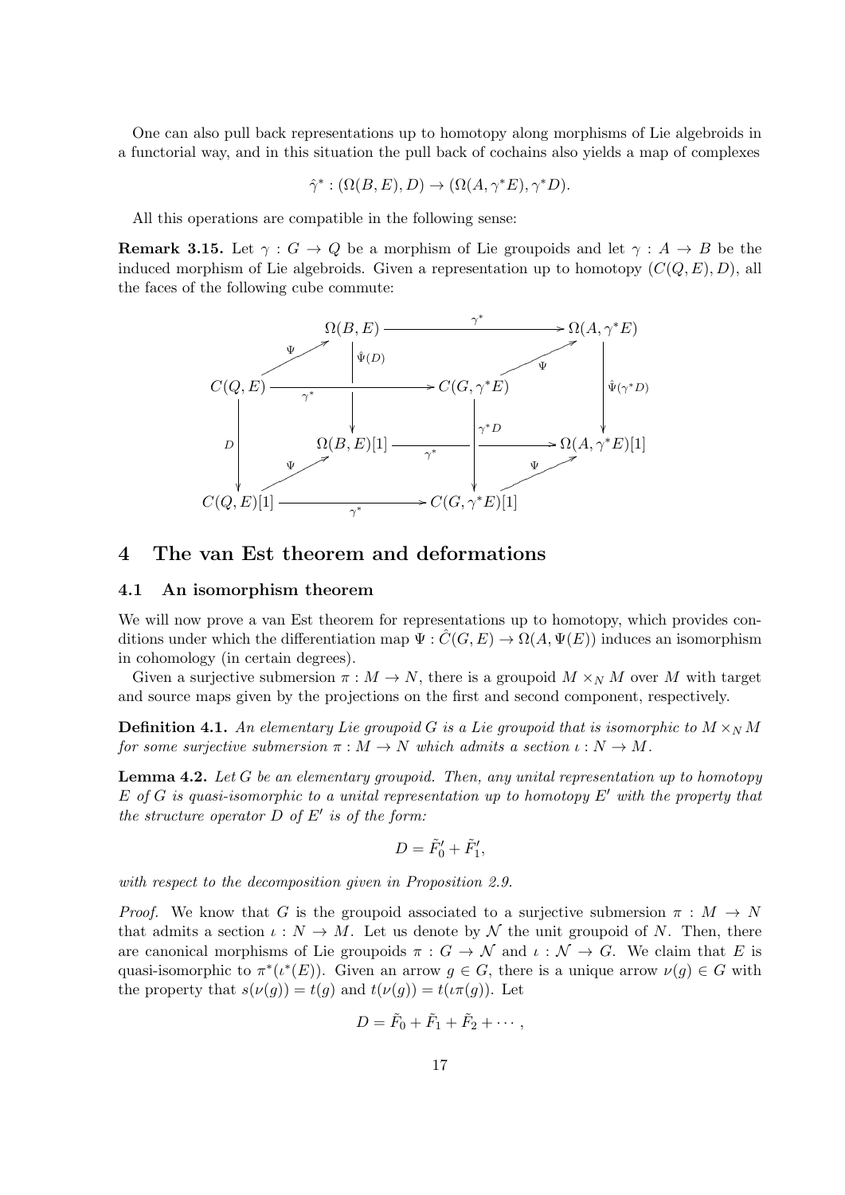One can also pull back representations up to homotopy along morphisms of Lie algebroids in a functorial way, and in this situation the pull back of cochains also yields a map of complexes

$$\hat{\gamma}^* : (\Omega(B,E), D) \to (\Omega(A, \gamma^* E), \gamma^* D).$$

All this operations are compatible in the following sense:

**Remark 3.15.** Let $\gamma : G \to Q$ be a morphism of Lie groupoids and let $\gamma : A \to B$ be the induced morphism of Lie algebroids. Given a representation up to homotopy $(C(Q,E), D)$, all the faces of the following cube commute:

$$
\begin{array}{ccccccc}
 & & \Omega(B,E) & \xrightarrow{\quad \gamma^* \quad} & & & \Omega(A,\gamma^*E) \\
 & \overset{\Psi}{\nearrow} & \Big\downarrow{\scriptstyle \hat{\Psi}(D)} & & & \overset{\Psi}{\nearrow} & \\
C(Q,E) & & \xrightarrow{\quad \gamma^* \quad} & & C(G,\gamma^*E) & & \Big\downarrow{\scriptstyle \hat{\Psi}(\gamma^*D)} \\
 & & \Omega(B,E)[1] & \xrightarrow{\quad \gamma^* \quad} & & & \Omega(A,\gamma^*E)[1] \\
\Big\downarrow{\scriptstyle D} & \overset{\Psi}{\nearrow} & & & \Big\downarrow{\scriptstyle \gamma^*D} & \overset{\Psi}{\nearrow} & \\
C(Q,E)[1] & & \xrightarrow{\quad \gamma^* \quad} & & C(G,\gamma^*E)[1] & &
\end{array}
$$

# 4 The van Est theorem and deformations

## 4.1 An isomorphism theorem

We will now prove a van Est theorem for representations up to homotopy, which provides conditions under which the differentiation map $\Psi : \hat{C}(G,E) \to \Omega(A, \Psi(E))$ induces an isomorphism in cohomology (in certain degrees).

Given a surjective submersion $\pi : M \to N$, there is a groupoid $M \times_N M$ over $M$ with target and source maps given by the projections on the first and second component, respectively.

**Definition 4.1.** *An elementary Lie groupoid $G$ is a Lie groupoid that is isomorphic to $M \times_N M$ for some surjective submersion $\pi : M \to N$ which admits a section $\iota : N \to M$.*

**Lemma 4.2.** *Let $G$ be an elementary groupoid. Then, any unital representation up to homotopy $E$ of $G$ is quasi-isomorphic to a unital representation up to homotopy $E'$ with the property that the structure operator $D$ of $E'$ is of the form:*

$$D = \tilde{F}'_0 + \tilde{F}'_1,$$

*with respect to the decomposition given in Proposition 2.9.*

*Proof.* We know that $G$ is the groupoid associated to a surjective submersion $\pi : M \to N$ that admits a section $\iota : N \to M$. Let us denote by $\mathcal{N}$ the unit groupoid of $N$. Then, there are canonical morphisms of Lie groupoids $\pi : G \to \mathcal{N}$ and $\iota : \mathcal{N} \to G$. We claim that $E$ is quasi-isomorphic to $\pi^*(\iota^*(E))$. Given an arrow $g \in G$, there is a unique arrow $\nu(g) \in G$ with the property that $s(\nu(g)) = t(g)$ and $t(\nu(g)) = t(\iota\pi(g))$. Let

$$D = \tilde{F}_0 + \tilde{F}_1 + \tilde{F}_2 + \cdots,$$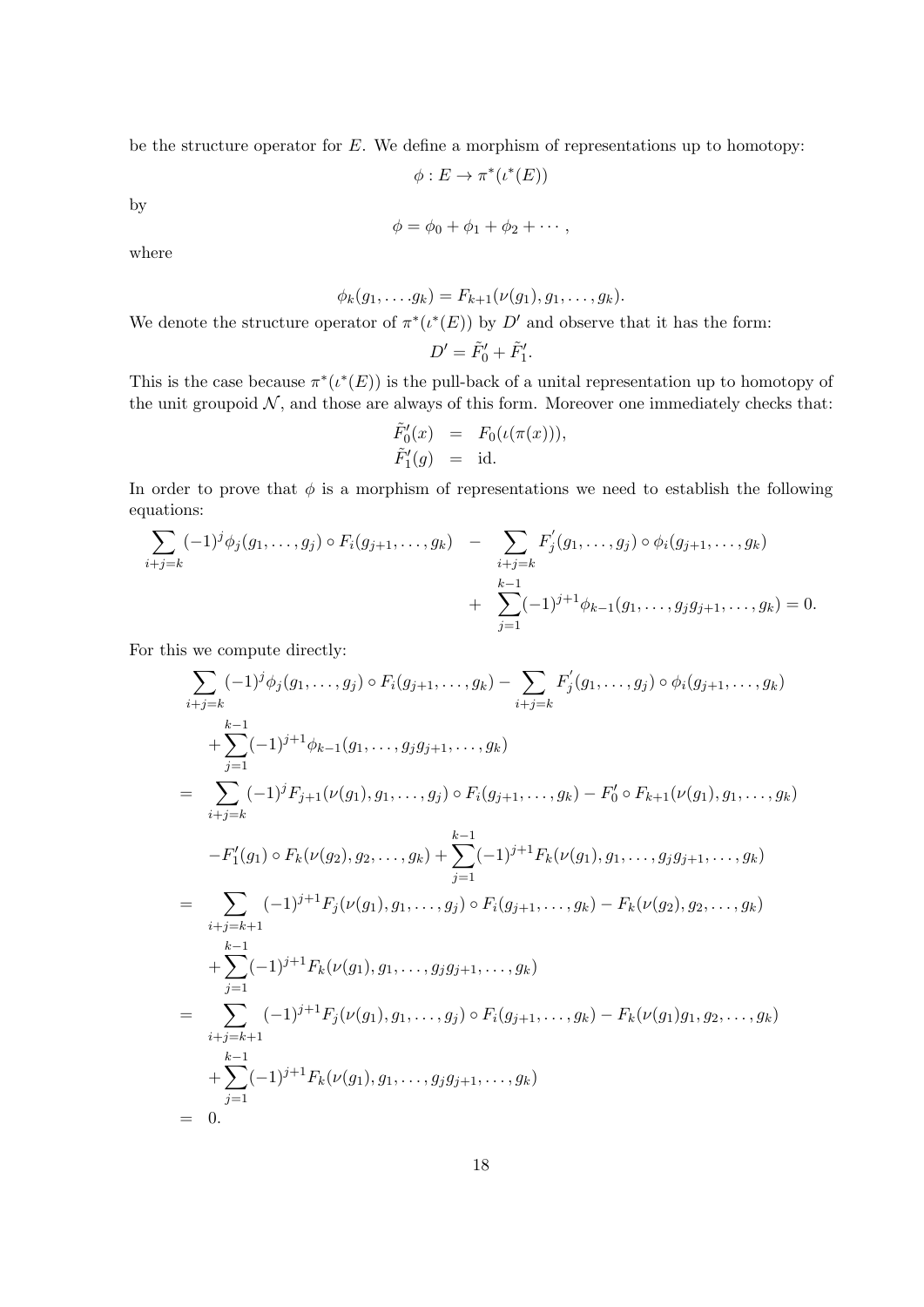be the structure operator for $E$. We define a morphism of representations up to homotopy:

$$\phi : E \to \pi^*(\iota^*(E))$$

by

$$\phi = \phi_0 + \phi_1 + \phi_2 + \cdots ,$$

where

$$\phi_k(g_1, \ldots .g_k) = F_{k+1}(\nu(g_1), g_1, \ldots, g_k).$$

We denote the structure operator of $\pi^*(\iota^*(E))$ by $D'$ and observe that it has the form:

$$D' = \tilde{F}'_0 + \tilde{F}'_1.$$

This is the case because $\pi^*(\iota^*(E))$ is the pull-back of a unital representation up to homotopy of the unit groupoid $\mathcal{N}$, and those are always of this form. Moreover one immediately checks that:

$$\begin{aligned}
\tilde{F}'_0(x) &= F_0(\iota(\pi(x))), \\
\tilde{F}'_1(g) &= \text{id}.
\end{aligned}$$

In order to prove that $\phi$ is a morphism of representations we need to establish the following equations:

$$\begin{aligned}
\sum_{i+j=k} (-1)^j \phi_j(g_1, \ldots, g_j) \circ F_i(g_{j+1}, \ldots, g_k) \quad &- \quad \sum_{i+j=k} F'_j(g_1, \ldots, g_j) \circ \phi_i(g_{j+1}, \ldots, g_k) \\
&+ \quad \sum_{j=1}^{k-1} (-1)^{j+1} \phi_{k-1}(g_1, \ldots, g_j g_{j+1}, \ldots, g_k) = 0.
\end{aligned}$$

For this we compute directly:

$$\begin{aligned}
&\sum_{i+j=k} (-1)^j \phi_j(g_1, \ldots, g_j) \circ F_i(g_{j+1}, \ldots, g_k) - \sum_{i+j=k} F'_j(g_1, \ldots, g_j) \circ \phi_i(g_{j+1}, \ldots, g_k) \\
&\quad + \sum_{j=1}^{k-1} (-1)^{j+1} \phi_{k-1}(g_1, \ldots, g_j g_{j+1}, \ldots, g_k) \\
= &\sum_{i+j=k} (-1)^j F_{j+1}(\nu(g_1), g_1, \ldots, g_j) \circ F_i(g_{j+1}, \ldots, g_k) - F'_0 \circ F_{k+1}(\nu(g_1), g_1, \ldots, g_k) \\
&\quad - F'_1(g_1) \circ F_k(\nu(g_2), g_2, \ldots, g_k) + \sum_{j=1}^{k-1} (-1)^{j+1} F_k(\nu(g_1), g_1, \ldots, g_j g_{j+1}, \ldots, g_k) \\
= &\sum_{i+j=k+1} (-1)^{j+1} F_j(\nu(g_1), g_1, \ldots, g_j) \circ F_i(g_{j+1}, \ldots, g_k) - F_k(\nu(g_2), g_2, \ldots, g_k) \\
&\quad + \sum_{j=1}^{k-1} (-1)^{j+1} F_k(\nu(g_1), g_1, \ldots, g_j g_{j+1}, \ldots, g_k) \\
= &\sum_{i+j=k+1} (-1)^{j+1} F_j(\nu(g_1), g_1, \ldots, g_j) \circ F_i(g_{j+1}, \ldots, g_k) - F_k(\nu(g_1) g_1, g_2, \ldots, g_k) \\
&\quad + \sum_{j=1}^{k-1} (-1)^{j+1} F_k(\nu(g_1), g_1, \ldots, g_j g_{j+1}, \ldots, g_k) \\
= &\ 0.
\end{aligned}$$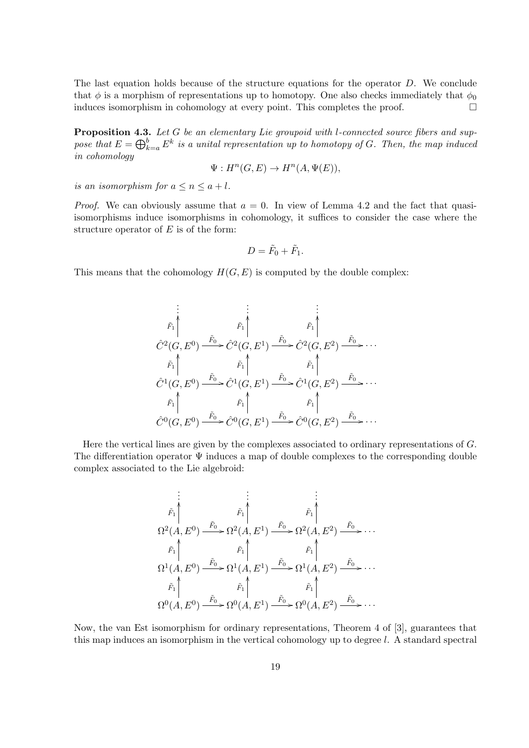The last equation holds because of the structure equations for the operator $D$. We conclude that $\phi$ is a morphism of representations up to homotopy. One also checks immediately that $\phi_0$ induces isomorphism in cohomology at every point. This completes the proof. □

**Proposition 4.3.** *Let $G$ be an elementary Lie groupoid with $l$-connected source fibers and suppose that $E = \bigoplus_{k=a}^{b} E^k$ is a unital representation up to homotopy of $G$. Then, the map induced in cohomology*

$$\Psi : H^n(G, E) \to H^n(A, \Psi(E)),$$

*is an isomorphism for $a \leq n \leq a + l$.*

*Proof.* We can obviously assume that $a = 0$. In view of Lemma 4.2 and the fact that quasi-isomorphisms induce isomorphisms in cohomology, it suffices to consider the case where the structure operator of $E$ is of the form:

$$D = \tilde{F}_0 + \tilde{F}_1.$$

This means that the cohomology $H(G, E)$ is computed by the double complex:

$$\begin{array}{ccccccc}
\vdots & & \vdots & & \vdots & & \\
\uparrow{\scriptstyle \tilde{F}_1} & & \uparrow{\scriptstyle \tilde{F}_1} & & \uparrow{\scriptstyle \tilde{F}_1} & & \\
\hat{C}^2(G, E^0) & \xrightarrow{\tilde{F}_0} & \hat{C}^2(G, E^1) & \xrightarrow{\tilde{F}_0} & \hat{C}^2(G, E^2) & \xrightarrow{\tilde{F}_0} & \cdots \\
\uparrow{\scriptstyle \tilde{F}_1} & & \uparrow{\scriptstyle \tilde{F}_1} & & \uparrow{\scriptstyle \tilde{F}_1} & & \\
\hat{C}^1(G, E^0) & \xrightarrow{\tilde{F}_0} & \hat{C}^1(G, E^1) & \xrightarrow{\tilde{F}_0} & \hat{C}^1(G, E^2) & \xrightarrow{\tilde{F}_0} & \cdots \\
\uparrow{\scriptstyle \tilde{F}_1} & & \uparrow{\scriptstyle \tilde{F}_1} & & \uparrow{\scriptstyle \tilde{F}_1} & & \\
\hat{C}^0(G, E^0) & \xrightarrow{\tilde{F}_0} & \hat{C}^0(G, E^1) & \xrightarrow{\tilde{F}_0} & \hat{C}^0(G, E^2) & \xrightarrow{\tilde{F}_0} & \cdots
\end{array}$$

Here the vertical lines are given by the complexes associated to ordinary representations of $G$. The differentiation operator $\Psi$ induces a map of double complexes to the corresponding double complex associated to the Lie algebroid:

$$\begin{array}{ccccccc}
\vdots & & \vdots & & \vdots & & \\
\uparrow{\scriptstyle \tilde{F}_1} & & \uparrow{\scriptstyle \tilde{F}_1} & & \uparrow{\scriptstyle \tilde{F}_1} & & \\
\Omega^2(A, E^0) & \xrightarrow{\tilde{F}_0} & \Omega^2(A, E^1) & \xrightarrow{\tilde{F}_0} & \Omega^2(A, E^2) & \xrightarrow{\tilde{F}_0} & \cdots \\
\uparrow{\scriptstyle \tilde{F}_1} & & \uparrow{\scriptstyle \tilde{F}_1} & & \uparrow{\scriptstyle \tilde{F}_1} & & \\
\Omega^1(A, E^0) & \xrightarrow{\tilde{F}_0} & \Omega^1(A, E^1) & \xrightarrow{\tilde{F}_0} & \Omega^1(A, E^2) & \xrightarrow{\tilde{F}_0} & \cdots \\
\uparrow{\scriptstyle \tilde{F}_1} & & \uparrow{\scriptstyle \tilde{F}_1} & & \uparrow{\scriptstyle \tilde{F}_1} & & \\
\Omega^0(A, E^0) & \xrightarrow{\tilde{F}_0} & \Omega^0(A, E^1) & \xrightarrow{\tilde{F}_0} & \Omega^0(A, E^2) & \xrightarrow{\tilde{F}_0} & \cdots
\end{array}$$

Now, the van Est isomorphism for ordinary representations, Theorem 4 of [3], guarantees that this map induces an isomorphism in the vertical cohomology up to degree $l$. A standard spectral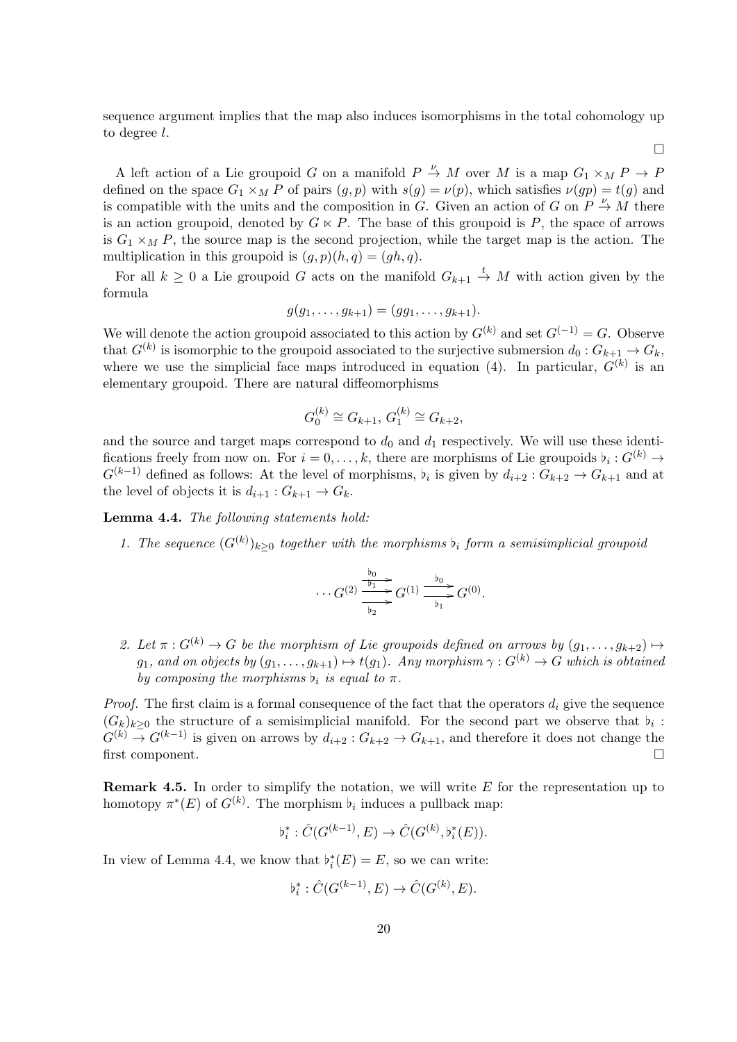sequence argument implies that the map also induces isomorphisms in the total cohomology up to degree $l$.

□

A left action of a Lie groupoid $G$ on a manifold $P \overset{\nu}{\to} M$ over $M$ is a map $G_1 \times_M P \to P$ defined on the space $G_1 \times_M P$ of pairs $(g, p)$ with $s(g) = \nu(p)$, which satisfies $\nu(gp) = t(g)$ and is compatible with the units and the composition in $G$. Given an action of $G$ on $P \overset{\nu}{\to} M$ there is an action groupoid, denoted by $G \ltimes P$. The base of this groupoid is $P$, the space of arrows is $G_1 \times_M P$, the source map is the second projection, while the target map is the action. The multiplication in this groupoid is $(g, p)(h, q) = (gh, q)$.

For all $k \geq 0$ a Lie groupoid $G$ acts on the manifold $G_{k+1} \overset{t}{\to} M$ with action given by the formula

$$g(g_1, \dots, g_{k+1}) = (gg_1, \dots, g_{k+1}).$$

We will denote the action groupoid associated to this action by $G^{(k)}$ and set $G^{(-1)} = G$. Observe that $G^{(k)}$ is isomorphic to the groupoid associated to the surjective submersion $d_0 : G_{k+1} \to G_k$, where we use the simplicial face maps introduced in equation (4). In particular, $G^{(k)}$ is an elementary groupoid. There are natural diffeomorphisms

$$G^{(k)}_0 \cong G_{k+1},\ G^{(k)}_1 \cong G_{k+2},$$

and the source and target maps correspond to $d_0$ and $d_1$ respectively. We will use these identifications freely from now on. For $i = 0, \dots, k$, there are morphisms of Lie groupoids $\flat_i : G^{(k)} \to G^{(k-1)}$ defined as follows: At the level of morphisms, $\flat_i$ is given by $d_{i+2} : G_{k+2} \to G_{k+1}$ and at the level of objects it is $d_{i+1} : G_{k+1} \to G_k$.

**Lemma 4.4.** *The following statements hold:*

1. *The sequence $(G^{(k)})_{k \geq 0}$ together with the morphisms $\flat_i$ form a semisimplicial groupoid*

$$\cdots G^{(2)} \overset{\flat_0}{\underset{\flat_2}{\overset{\flat_1}{\rightrightarrows}}} G^{(1)} \overset{\flat_0}{\underset{\flat_1}{\rightrightarrows}} G^{(0)}.$$

2. *Let $\pi : G^{(k)} \to G$ be the morphism of Lie groupoids defined on arrows by $(g_1, \dots, g_{k+2}) \mapsto g_1$, and on objects by $(g_1, \dots, g_{k+1}) \mapsto t(g_1)$. Any morphism $\gamma : G^{(k)} \to G$ which is obtained by composing the morphisms $\flat_i$ is equal to $\pi$.*

*Proof.* The first claim is a formal consequence of the fact that the operators $d_i$ give the sequence $(G_k)_{k \geq 0}$ the structure of a semisimplicial manifold. For the second part we observe that $\flat_i : G^{(k)} \to G^{(k-1)}$ is given on arrows by $d_{i+2} : G_{k+2} \to G_{k+1}$, and therefore it does not change the first component. □

**Remark 4.5.** In order to simplify the notation, we will write $E$ for the representation up to homotopy $\pi^*(E)$ of $G^{(k)}$. The morphism $\flat_i$ induces a pullback map:

$$\flat_i^* : \hat{C}(G^{(k-1)}, E) \to \hat{C}(G^{(k)}, \flat_i^*(E)).$$

In view of Lemma 4.4, we know that $\flat_i^*(E) = E$, so we can write:

$$\flat_i^* : \hat{C}(G^{(k-1)}, E) \to \hat{C}(G^{(k)}, E).$$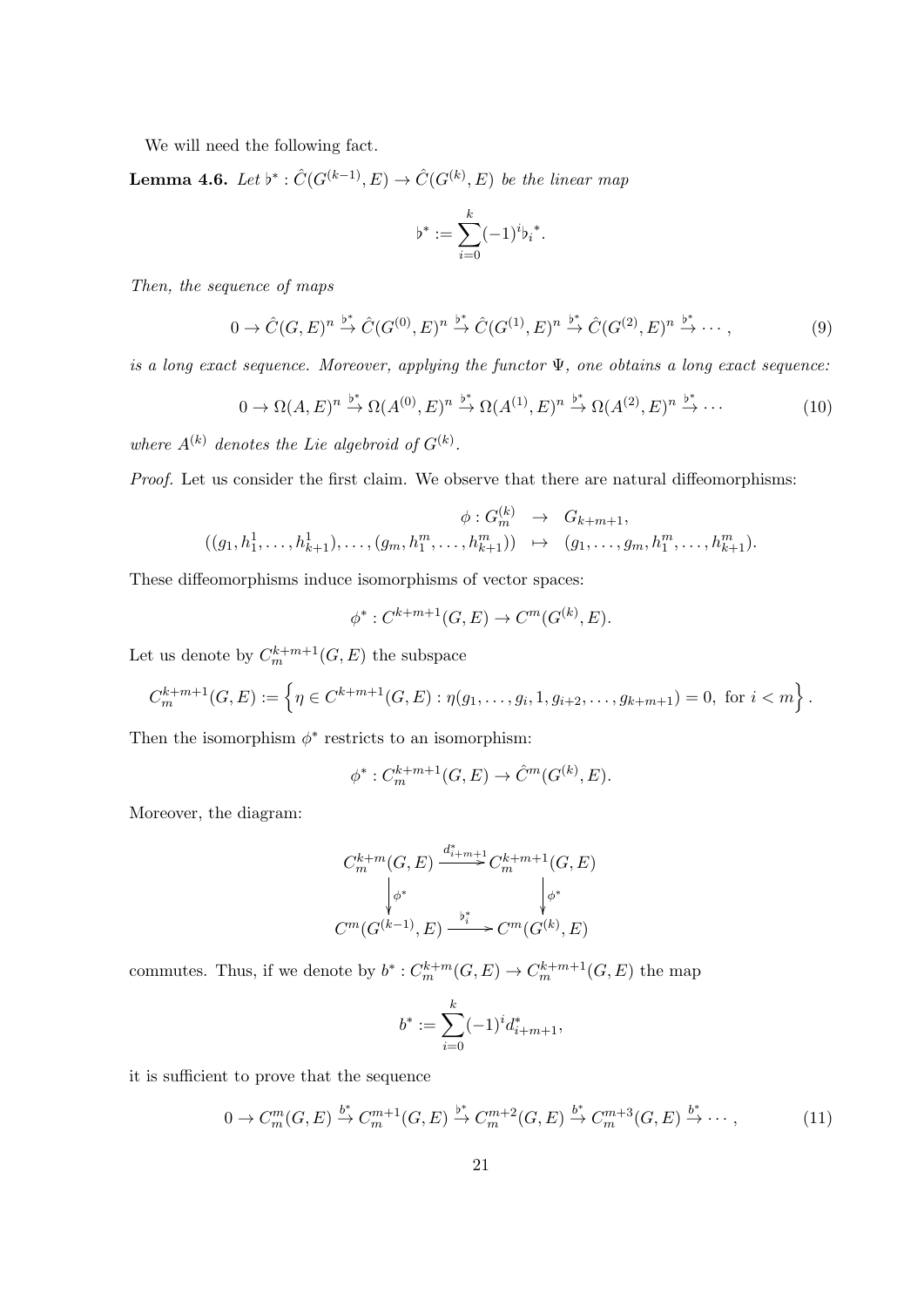We will need the following fact.

**Lemma 4.6.** *Let $\flat^* : \hat{C}(G^{(k-1)}, E) \to \hat{C}(G^{(k)}, E)$ be the linear map*

$$\flat^* := \sum_{i=0}^{k} (-1)^i {\flat_i}^*.$$

*Then, the sequence of maps*

$$0 \to \hat{C}(G, E)^n \xrightarrow{\flat^*} \hat{C}(G^{(0)}, E)^n \xrightarrow{\flat^*} \hat{C}(G^{(1)}, E)^n \xrightarrow{\flat^*} \hat{C}(G^{(2)}, E)^n \xrightarrow{\flat^*} \cdots, \tag{9}$$

*is a long exact sequence. Moreover, applying the functor $\Psi$, one obtains a long exact sequence:*

$$0 \to \Omega(A, E)^n \xrightarrow{\flat^*} \Omega(A^{(0)}, E)^n \xrightarrow{\flat^*} \Omega(A^{(1)}, E)^n \xrightarrow{\flat^*} \Omega(A^{(2)}, E)^n \xrightarrow{\flat^*} \cdots \tag{10}$$

*where $A^{(k)}$ denotes the Lie algebroid of $G^{(k)}$.*

*Proof.* Let us consider the first claim. We observe that there are natural diffeomorphisms:

$$\begin{aligned} \phi : G^{(k)}_m &\to G_{k+m+1}, \\ ((g_1, h^1_1, \dots, h^1_{k+1}), \dots, (g_m, h^m_1, \dots, h^m_{k+1})) &\mapsto (g_1, \dots, g_m, h^m_1, \dots, h^m_{k+1}). \end{aligned}$$

These diffeomorphisms induce isomorphisms of vector spaces:

$$\phi^* : C^{k+m+1}(G, E) \to C^m(G^{(k)}, E).$$

Let us denote by $C^{k+m+1}_m(G, E)$ the subspace

$$C^{k+m+1}_m(G, E) := \left\{ \eta \in C^{k+m+1}(G, E) : \eta(g_1, \dots, g_i, 1, g_{i+2}, \dots, g_{k+m+1}) = 0, \text{ for } i < m \right\}.$$

Then the isomorphism $\phi^*$ restricts to an isomorphism:

$$\phi^* : C^{k+m+1}_m(G, E) \to \hat{C}^m(G^{(k)}, E).$$

Moreover, the diagram:

$$\begin{array}{ccc} C^{k+m}_m(G, E) & \xrightarrow{d^*_{i+m+1}} & C^{k+m+1}_m(G, E) \\ \big\downarrow \phi^* & & \big\downarrow \phi^* \\ C^m(G^{(k-1)}, E) & \xrightarrow{\flat^*_i} & C^m(G^{(k)}, E) \end{array}$$

commutes. Thus, if we denote by $b^* : C^{k+m}_m(G, E) \to C^{k+m+1}_m(G, E)$ the map

$$b^* := \sum_{i=0}^{k} (-1)^i d^*_{i+m+1},$$

it is sufficient to prove that the sequence

$$0 \to C^m_m(G, E) \xrightarrow{b^*} C^{m+1}_m(G, E) \xrightarrow{\flat^*} C^{m+2}_m(G, E) \xrightarrow{b^*} C^{m+3}_m(G, E) \xrightarrow{b^*} \cdots, \tag{11}$$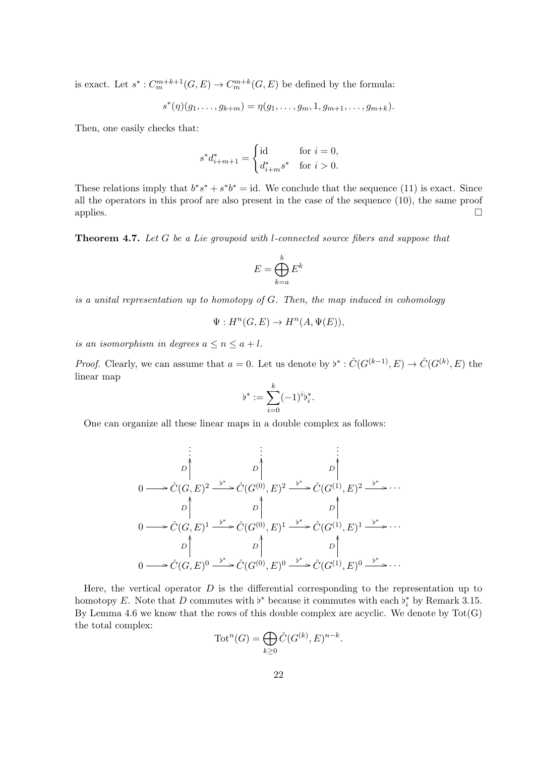is exact. Let $s^*: C^{m+k+1}_m(G,E) \to C^{m+k}_m(G,E)$ be defined by the formula:

$$s^*(\eta)(g_1, \dots, g_{k+m}) = \eta(g_1, \dots, g_m, 1, g_{m+1}, \dots, g_{m+k}).$$

Then, one easily checks that:

$$s^* d^*_{i+m+1} = \begin{cases} \mathrm{id} & \text{for } i = 0, \\ d^*_{i+m} s^* & \text{for } i > 0. \end{cases}$$

These relations imply that $b^* s^* + s^* b^* = \mathrm{id}$. We conclude that the sequence (11) is exact. Since all the operators in this proof are also present in the case of the sequence (10), the same proof applies. □

**Theorem 4.7.** *Let $G$ be a Lie groupoid with $l$-connected source fibers and suppose that*

$$E = \bigoplus_{k=a}^{b} E^k$$

*is a unital representation up to homotopy of $G$. Then, the map induced in cohomology*

$$\Psi: H^n(G,E) \to H^n(A, \Psi(E)),$$

*is an isomorphism in degrees $a \leq n \leq a + l$.*

*Proof.* Clearly, we can assume that $a = 0$. Let us denote by $\flat^*: \hat{C}(G^{(k-1)}, E) \to \hat{C}(G^{(k)}, E)$ the linear map

$$\flat^* := \sum_{i=0}^{k} (-1)^i \flat_i^*.$$

One can organize all these linear maps in a double complex as follows:

$$\begin{array}{ccccccccc}
 & & \vdots & & \vdots & & \vdots & & \\
 & & \uparrow D & & \uparrow D & & \uparrow D & & \\
0 & \longrightarrow & \hat{C}(G,E)^2 & \xrightarrow{\flat^*} & \hat{C}(G^{(0)},E)^2 & \xrightarrow{\flat^*} & \hat{C}(G^{(1)},E)^2 & \xrightarrow{\flat^*} & \cdots \\
 & & \uparrow D & & \uparrow D & & \uparrow D & & \\
0 & \longrightarrow & \hat{C}(G,E)^1 & \xrightarrow{\flat^*} & \hat{C}(G^{(0)},E)^1 & \xrightarrow{\flat^*} & \hat{C}(G^{(1)},E)^1 & \xrightarrow{\flat^*} & \cdots \\
 & & \uparrow D & & \uparrow D & & \uparrow D & & \\
0 & \longrightarrow & \hat{C}(G,E)^0 & \xrightarrow{\flat^*} & \hat{C}(G^{(0)},E)^0 & \xrightarrow{\flat^*} & \hat{C}(G^{(1)},E)^0 & \xrightarrow{\flat^*} & \cdots
\end{array}$$

Here, the vertical operator $D$ is the differential corresponding to the representation up to homotopy $E$. Note that $D$ commutes with $\flat^*$ because it commutes with each $\flat_i^*$ by Remark 3.15. By Lemma 4.6 we know that the rows of this double complex are acyclic. We denote by $\mathrm{Tot}(G)$ the total complex:

$$\mathrm{Tot}^n(G) = \bigoplus_{k \geq 0} \hat{C}(G^{(k)}, E)^{n-k}.$$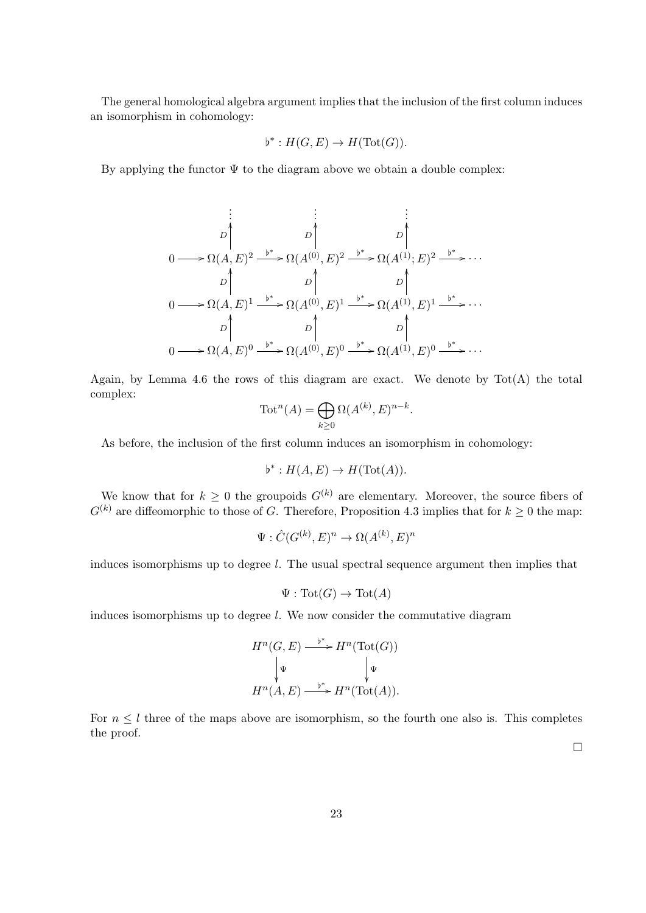The general homological algebra argument implies that the inclusion of the first column induces an isomorphism in cohomology:

$$\flat^* : H(G, E) \to H(\mathrm{Tot}(G)).$$

By applying the functor $\Psi$ to the diagram above we obtain a double complex:

$$\begin{array}{ccccccccc}
 & & \vdots & & \vdots & & \vdots & & \\
 & & D\uparrow & & D\uparrow & & D\uparrow & & \\
0 & \longrightarrow & \Omega(A,E)^2 & \xrightarrow{\flat^*} & \Omega(A^{(0)},E)^2 & \xrightarrow{\flat^*} & \Omega(A^{(1)};E)^2 & \xrightarrow{\flat^*} & \cdots \\
 & & D\uparrow & & D\uparrow & & D\uparrow & & \\
0 & \longrightarrow & \Omega(A,E)^1 & \xrightarrow{\flat^*} & \Omega(A^{(0)},E)^1 & \xrightarrow{\flat^*} & \Omega(A^{(1)},E)^1 & \xrightarrow{\flat^*} & \cdots \\
 & & D\uparrow & & D\uparrow & & D\uparrow & & \\
0 & \longrightarrow & \Omega(A,E)^0 & \xrightarrow{\flat^*} & \Omega(A^{(0)},E)^0 & \xrightarrow{\flat^*} & \Omega(A^{(1)},E)^0 & \xrightarrow{\flat^*} & \cdots
\end{array}$$

Again, by Lemma 4.6 the rows of this diagram are exact. We denote by Tot(A) the total complex:

$$\mathrm{Tot}^n(A) = \bigoplus_{k \geq 0} \Omega(A^{(k)}, E)^{n-k}.$$

As before, the inclusion of the first column induces an isomorphism in cohomology:

$$\flat^* : H(A, E) \to H(\mathrm{Tot}(A)).$$

We know that for $k \geq 0$ the groupoids $G^{(k)}$ are elementary. Moreover, the source fibers of $G^{(k)}$ are diffeomorphic to those of $G$. Therefore, Proposition 4.3 implies that for $k \geq 0$ the map:

$$\Psi : \hat{C}(G^{(k)}, E)^n \to \Omega(A^{(k)}, E)^n$$

induces isomorphisms up to degree $l$. The usual spectral sequence argument then implies that

$$\Psi : \mathrm{Tot}(G) \to \mathrm{Tot}(A)$$

induces isomorphisms up to degree $l$. We now consider the commutative diagram

$$\begin{array}{ccc}
H^n(G, E) & \xrightarrow{\flat^*} & H^n(\mathrm{Tot}(G)) \\
\downarrow \Psi & & \downarrow \Psi \\
H^n(A, E) & \xrightarrow{\flat^*} & H^n(\mathrm{Tot}(A)).
\end{array}$$

For $n \leq l$ three of the maps above are isomorphism, so the fourth one also is. This completes the proof.

□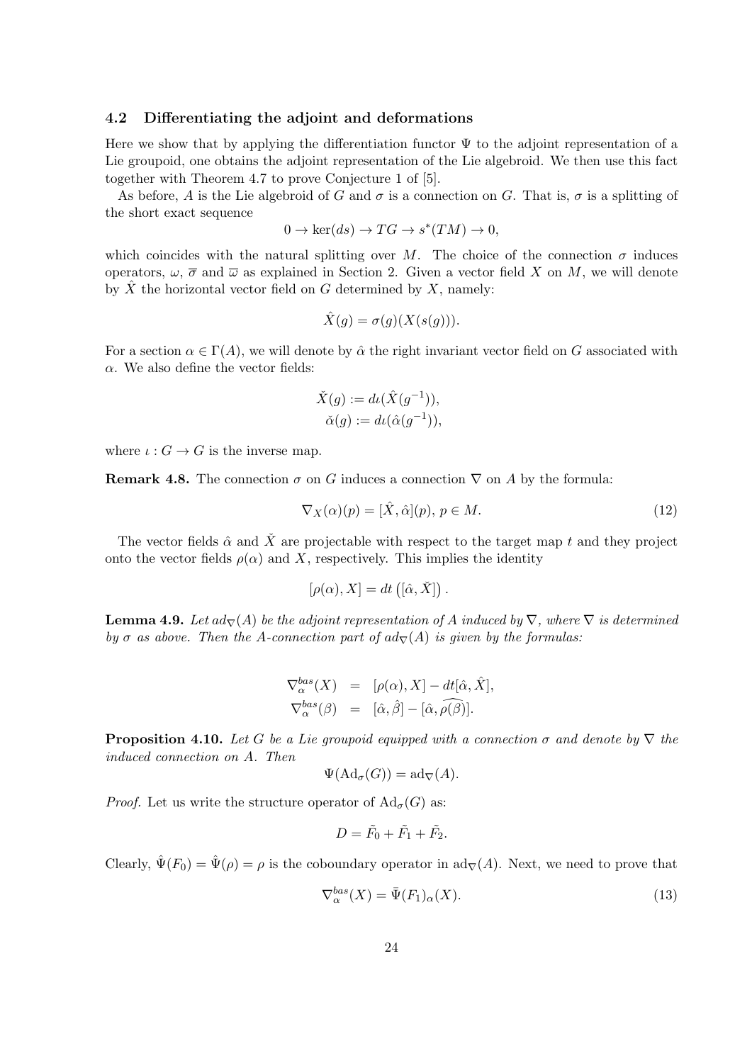### 4.2 Differentiating the adjoint and deformations

Here we show that by applying the differentiation functor $\Psi$ to the adjoint representation of a Lie groupoid, one obtains the adjoint representation of the Lie algebroid. We then use this fact together with Theorem 4.7 to prove Conjecture 1 of [5].

As before, $A$ is the Lie algebroid of $G$ and $\sigma$ is a connection on $G$. That is, $\sigma$ is a splitting of the short exact sequence

$$0 \to \ker(ds) \to TG \to s^*(TM) \to 0,$$

which coincides with the natural splitting over $M$. The choice of the connection $\sigma$ induces operators, $\omega$, $\overline{\sigma}$ and $\overline{\omega}$ as explained in Section 2. Given a vector field $X$ on $M$, we will denote by $\hat{X}$ the horizontal vector field on $G$ determined by $X$, namely:

$$\hat{X}(g) = \sigma(g)(X(s(g))).$$

For a section $\alpha \in \Gamma(A)$, we will denote by $\hat{\alpha}$ the right invariant vector field on $G$ associated with $\alpha$. We also define the vector fields:

$$\check{X}(g) := d\iota(\hat{X}(g^{-1})),$$
$$\check{\alpha}(g) := d\iota(\hat{\alpha}(g^{-1})),$$

where $\iota : G \to G$ is the inverse map.

**Remark 4.8.** The connection $\sigma$ on $G$ induces a connection $\nabla$ on $A$ by the formula:

$$\nabla_X(\alpha)(p) = [\hat{X}, \hat{\alpha}](p),\ p \in M. \tag{12}$$

The vector fields $\hat{\alpha}$ and $\check{X}$ are projectable with respect to the target map $t$ and they project onto the vector fields $\rho(\alpha)$ and $X$, respectively. This implies the identity

$$[\rho(\alpha), X] = dt\left([\hat{\alpha}, \check{X}]\right).$$

**Lemma 4.9.** *Let $ad_\nabla(A)$ be the adjoint representation of $A$ induced by $\nabla$, where $\nabla$ is determined by $\sigma$ as above. Then the $A$-connection part of $ad_\nabla(A)$ is given by the formulas:*

$$\begin{aligned}
\nabla^{bas}_\alpha(X) &= [\rho(\alpha), X] - dt[\hat{\alpha}, \hat{X}], \\
\nabla^{bas}_\alpha(\beta) &= [\hat{\alpha}, \hat{\beta}] - [\hat{\alpha}, \widehat{\rho(\beta)}].
\end{aligned}$$

**Proposition 4.10.** *Let $G$ be a Lie groupoid equipped with a connection $\sigma$ and denote by $\nabla$ the induced connection on $A$. Then*

$$\Psi(\mathrm{Ad}_\sigma(G)) = \mathrm{ad}_\nabla(A).$$

*Proof.* Let us write the structure operator of $\mathrm{Ad}_\sigma(G)$ as:

$$D = \tilde{F_0} + \tilde{F_1} + \tilde{F_2}.$$

Clearly, $\hat{\Psi}(F_0) = \hat{\Psi}(\rho) = \rho$ is the coboundary operator in $\mathrm{ad}_\nabla(A)$. Next, we need to prove that

$$\nabla^{bas}_\alpha(X) = \bar{\Psi}(F_1)_\alpha(X). \tag{13}$$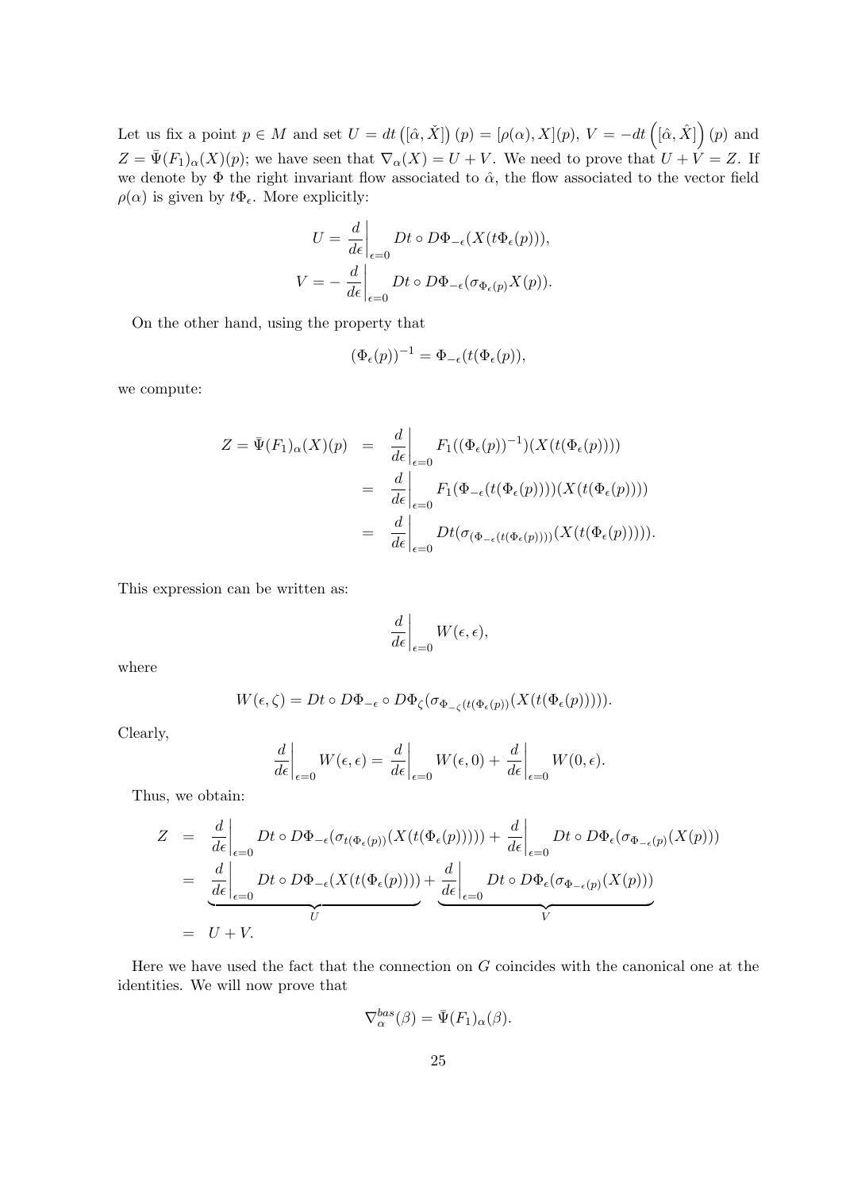Let us fix a point $p \in M$ and set $U = dt\left([\hat{\alpha}, \check{X}]\right)(p) = [\rho(\alpha), X](p)$, $V = -dt\left([\hat{\alpha}, \hat{X}]\right)(p)$ and $Z = \bar{\Psi}(F_1)_\alpha(X)(p)$; we have seen that $\nabla_\alpha(X) = U + V$. We need to prove that $U + V = Z$. If we denote by $\Phi$ the right invariant flow associated to $\hat{\alpha}$, the flow associated to the vector field $\rho(\alpha)$ is given by $t\Phi_\epsilon$. More explicitly:

$$
U = \left.\frac{d}{d\epsilon}\right|_{\epsilon=0} Dt \circ D\Phi_{-\epsilon}(X(t\Phi_\epsilon(p))),
$$

$$
V = -\left.\frac{d}{d\epsilon}\right|_{\epsilon=0} Dt \circ D\Phi_{-\epsilon}(\sigma_{\Phi_\epsilon(p)} X(p)).
$$

On the other hand, using the property that

$$
(\Phi_\epsilon(p))^{-1} = \Phi_{-\epsilon}(t(\Phi_\epsilon(p)),
$$

we compute:

$$
\begin{aligned}
Z = \bar{\Psi}(F_1)_\alpha(X)(p) &= \left.\frac{d}{d\epsilon}\right|_{\epsilon=0} F_1((\Phi_\epsilon(p))^{-1})(X(t(\Phi_\epsilon(p)))) \\
&= \left.\frac{d}{d\epsilon}\right|_{\epsilon=0} F_1(\Phi_{-\epsilon}(t(\Phi_\epsilon(p))))(X(t(\Phi_\epsilon(p)))) \\
&= \left.\frac{d}{d\epsilon}\right|_{\epsilon=0} Dt(\sigma_{(\Phi_{-\epsilon}(t(\Phi_\epsilon(p))))}(X(t(\Phi_\epsilon(p))))).
\end{aligned}
$$

This expression can be written as:

$$
\left.\frac{d}{d\epsilon}\right|_{\epsilon=0} W(\epsilon, \epsilon),
$$

where

$$
W(\epsilon, \zeta) = Dt \circ D\Phi_{-\epsilon} \circ D\Phi_\zeta(\sigma_{\Phi_{-\zeta}(t(\Phi_\epsilon(p))}(X(t(\Phi_\epsilon(p))))).
$$

Clearly,

$$
\left.\frac{d}{d\epsilon}\right|_{\epsilon=0} W(\epsilon, \epsilon) = \left.\frac{d}{d\epsilon}\right|_{\epsilon=0} W(\epsilon, 0) + \left.\frac{d}{d\epsilon}\right|_{\epsilon=0} W(0, \epsilon).
$$

Thus, we obtain:

$$
\begin{aligned}
Z &= \left.\frac{d}{d\epsilon}\right|_{\epsilon=0} Dt \circ D\Phi_{-\epsilon}(\sigma_{t(\Phi_\epsilon(p))}(X(t(\Phi_\epsilon(p))))) + \left.\frac{d}{d\epsilon}\right|_{\epsilon=0} Dt \circ D\Phi_\epsilon(\sigma_{\Phi_{-\epsilon}(p)}(X(p))) \\
&= \underbrace{\left.\frac{d}{d\epsilon}\right|_{\epsilon=0} Dt \circ D\Phi_{-\epsilon}(X(t(\Phi_\epsilon(p))))}_{U} + \underbrace{\left.\frac{d}{d\epsilon}\right|_{\epsilon=0} Dt \circ D\Phi_\epsilon(\sigma_{\Phi_{-\epsilon}(p)}(X(p)))}_{V} \\
&= U + V.
\end{aligned}
$$

Here we have used the fact that the connection on $G$ coincides with the canonical one at the identities. We will now prove that

$$
\nabla^{bas}_\alpha(\beta) = \bar{\Psi}(F_1)_\alpha(\beta).
$$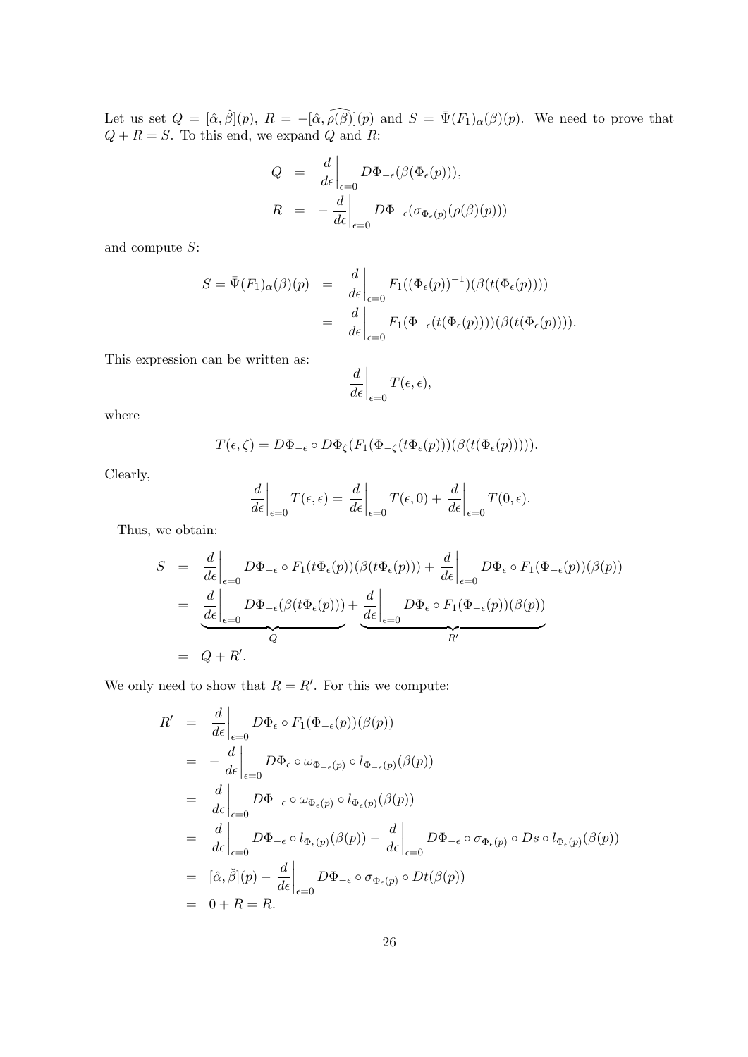Let us set $Q = [\hat{\alpha}, \hat{\beta}](p)$, $R = -[\hat{\alpha}, \widehat{\rho(\beta)}](p)$ and $S = \bar{\Psi}(F_1)_\alpha(\beta)(p)$. We need to prove that $Q + R = S$. To this end, we expand $Q$ and $R$:

$$
\begin{aligned}
Q &= \left.\frac{d}{d\epsilon}\right|_{\epsilon=0} D\Phi_{-\epsilon}(\beta(\Phi_\epsilon(p))), \\
R &= -\left.\frac{d}{d\epsilon}\right|_{\epsilon=0} D\Phi_{-\epsilon}(\sigma_{\Phi_\epsilon(p)}(\rho(\beta)(p)))
\end{aligned}
$$

and compute $S$:

$$
\begin{aligned}
S = \bar{\Psi}(F_1)_\alpha(\beta)(p) &= \left.\frac{d}{d\epsilon}\right|_{\epsilon=0} F_1((\Phi_\epsilon(p))^{-1})(\beta(t(\Phi_\epsilon(p)))) \\
&= \left.\frac{d}{d\epsilon}\right|_{\epsilon=0} F_1(\Phi_{-\epsilon}(t(\Phi_\epsilon(p))))(\beta(t(\Phi_\epsilon(p)))).
\end{aligned}
$$

This expression can be written as:

$$
\left.\frac{d}{d\epsilon}\right|_{\epsilon=0} T(\epsilon, \epsilon),
$$

where

$$
T(\epsilon, \zeta) = D\Phi_{-\epsilon} \circ D\Phi_\zeta(F_1(\Phi_{-\zeta}(t\Phi_\epsilon(p)))(\beta(t(\Phi_\epsilon(p))))).
$$

Clearly,

$$
\left.\frac{d}{d\epsilon}\right|_{\epsilon=0} T(\epsilon, \epsilon) = \left.\frac{d}{d\epsilon}\right|_{\epsilon=0} T(\epsilon, 0) + \left.\frac{d}{d\epsilon}\right|_{\epsilon=0} T(0, \epsilon).
$$

Thus, we obtain:

$$
\begin{aligned}
S &= \left.\frac{d}{d\epsilon}\right|_{\epsilon=0} D\Phi_{-\epsilon} \circ F_1(t\Phi_\epsilon(p))(\beta(t\Phi_\epsilon(p))) + \left.\frac{d}{d\epsilon}\right|_{\epsilon=0} D\Phi_\epsilon \circ F_1(\Phi_{-\epsilon}(p))(\beta(p)) \\
&= \underbrace{\left.\frac{d}{d\epsilon}\right|_{\epsilon=0} D\Phi_{-\epsilon}(\beta(t\Phi_\epsilon(p)))}_{Q} + \underbrace{\left.\frac{d}{d\epsilon}\right|_{\epsilon=0} D\Phi_\epsilon \circ F_1(\Phi_{-\epsilon}(p))(\beta(p))}_{R'} \\
&= Q + R'.
\end{aligned}
$$

We only need to show that $R = R'$. For this we compute:

$$
\begin{aligned}
R' &= \left.\frac{d}{d\epsilon}\right|_{\epsilon=0} D\Phi_\epsilon \circ F_1(\Phi_{-\epsilon}(p))(\beta(p)) \\
&= -\left.\frac{d}{d\epsilon}\right|_{\epsilon=0} D\Phi_\epsilon \circ \omega_{\Phi_{-\epsilon}(p)} \circ l_{\Phi_{-\epsilon}(p)}(\beta(p)) \\
&= \left.\frac{d}{d\epsilon}\right|_{\epsilon=0} D\Phi_{-\epsilon} \circ \omega_{\Phi_\epsilon(p)} \circ l_{\Phi_\epsilon(p)}(\beta(p)) \\
&= \left.\frac{d}{d\epsilon}\right|_{\epsilon=0} D\Phi_{-\epsilon} \circ l_{\Phi_\epsilon(p)}(\beta(p)) - \left.\frac{d}{d\epsilon}\right|_{\epsilon=0} D\Phi_{-\epsilon} \circ \sigma_{\Phi_\epsilon(p)} \circ Ds \circ l_{\Phi_\epsilon(p)}(\beta(p)) \\
&= [\hat{\alpha}, \check{\beta}](p) - \left.\frac{d}{d\epsilon}\right|_{\epsilon=0} D\Phi_{-\epsilon} \circ \sigma_{\Phi_\epsilon(p)} \circ Dt(\beta(p)) \\
&= 0 + R = R.
\end{aligned}
$$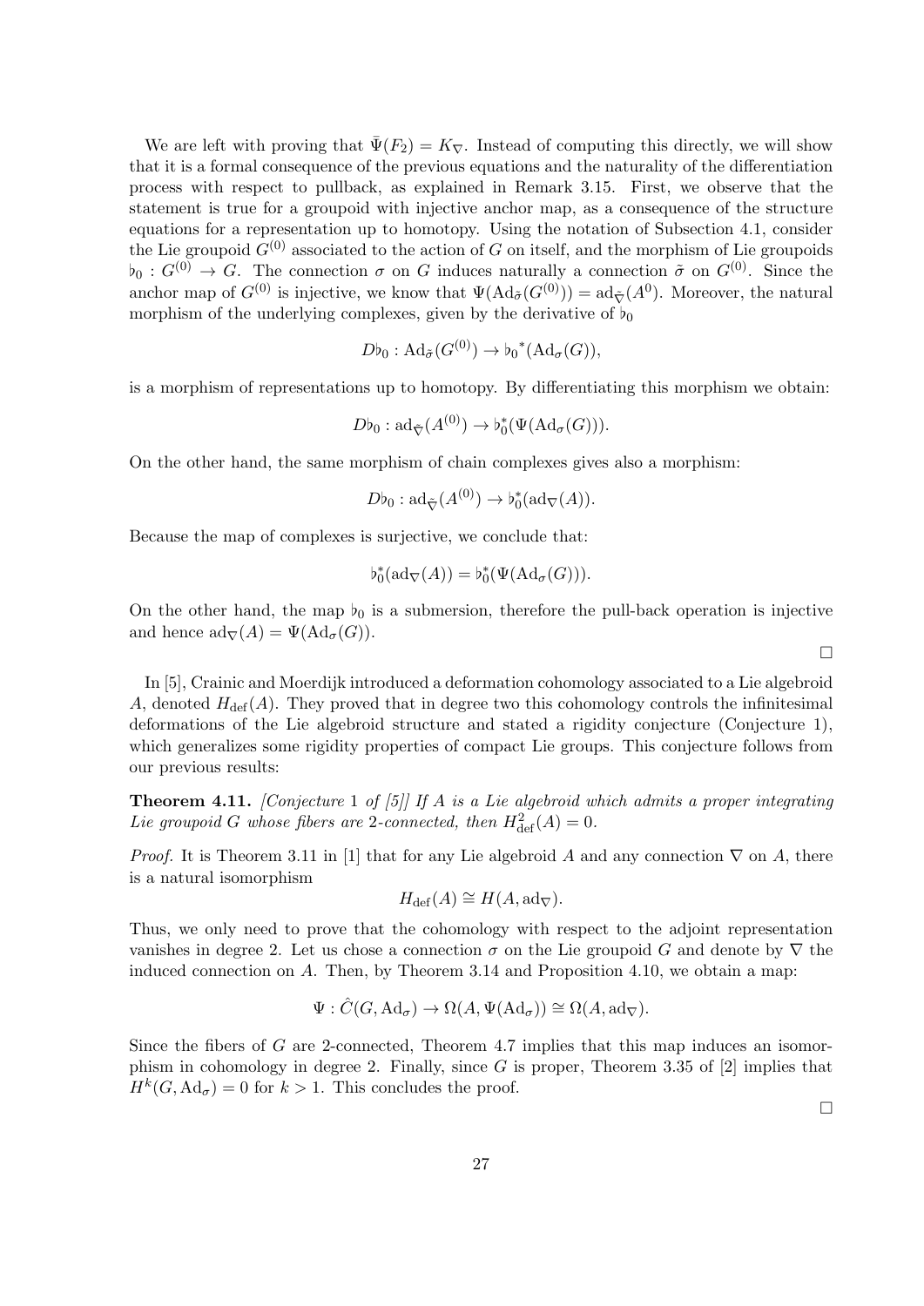We are left with proving that $\bar{\Psi}(F_2) = K_\nabla$. Instead of computing this directly, we will show that it is a formal consequence of the previous equations and the naturality of the differentiation process with respect to pullback, as explained in Remark 3.15. First, we observe that the statement is true for a groupoid with injective anchor map, as a consequence of the structure equations for a representation up to homotopy. Using the notation of Subsection 4.1, consider the Lie groupoid $G^{(0)}$ associated to the action of $G$ on itself, and the morphism of Lie groupoids $\flat_0 : G^{(0)} \to G$. The connection $\sigma$ on $G$ induces naturally a connection $\tilde{\sigma}$ on $G^{(0)}$. Since the anchor map of $G^{(0)}$ is injective, we know that $\Psi(\mathrm{Ad}_{\tilde{\sigma}}(G^{(0)})) = \mathrm{ad}_{\tilde{\nabla}}(A^0)$. Moreover, the natural morphism of the underlying complexes, given by the derivative of $\flat_0$

$$D\flat_0 : \mathrm{Ad}_{\tilde{\sigma}}(G^{(0)}) \to {\flat_0}^*(\mathrm{Ad}_\sigma(G)),$$

is a morphism of representations up to homotopy. By differentiating this morphism we obtain:

$$D\flat_0 : \mathrm{ad}_{\tilde{\nabla}}(A^{(0)}) \to \flat_0^*(\Psi(\mathrm{Ad}_\sigma(G))).$$

On the other hand, the same morphism of chain complexes gives also a morphism:

$$D\flat_0 : \mathrm{ad}_{\tilde{\nabla}}(A^{(0)}) \to \flat_0^*(\mathrm{ad}_\nabla(A)).$$

Because the map of complexes is surjective, we conclude that:

$$\flat_0^*(\mathrm{ad}_\nabla(A)) = \flat_0^*(\Psi(\mathrm{Ad}_\sigma(G))).$$

On the other hand, the map $\flat_0$ is a submersion, therefore the pull-back operation is injective and hence $\mathrm{ad}_\nabla(A) = \Psi(\mathrm{Ad}_\sigma(G))$.

□

In [5], Crainic and Moerdijk introduced a deformation cohomology associated to a Lie algebroid $A$, denoted $H_{\mathrm{def}}(A)$. They proved that in degree two this cohomology controls the infinitesimal deformations of the Lie algebroid structure and stated a rigidity conjecture (Conjecture 1), which generalizes some rigidity properties of compact Lie groups. This conjecture follows from our previous results:

**Theorem 4.11.** *[Conjecture 1 of [5]] If $A$ is a Lie algebroid which admits a proper integrating Lie groupoid $G$ whose fibers are 2-connected, then $H^2_{\mathrm{def}}(A) = 0$.*

*Proof.* It is Theorem 3.11 in [1] that for any Lie algebroid $A$ and any connection $\nabla$ on $A$, there is a natural isomorphism

$$H_{\mathrm{def}}(A) \cong H(A, \mathrm{ad}_\nabla).$$

Thus, we only need to prove that the cohomology with respect to the adjoint representation vanishes in degree 2. Let us chose a connection $\sigma$ on the Lie groupoid $G$ and denote by $\nabla$ the induced connection on $A$. Then, by Theorem 3.14 and Proposition 4.10, we obtain a map:

$$\Psi : \hat{C}(G, \mathrm{Ad}_\sigma) \to \Omega(A, \Psi(\mathrm{Ad}_\sigma)) \cong \Omega(A, \mathrm{ad}_\nabla).$$

Since the fibers of $G$ are 2-connected, Theorem 4.7 implies that this map induces an isomorphism in cohomology in degree 2. Finally, since $G$ is proper, Theorem 3.35 of [2] implies that $H^k(G, \mathrm{Ad}_\sigma) = 0$ for $k > 1$. This concludes the proof.

□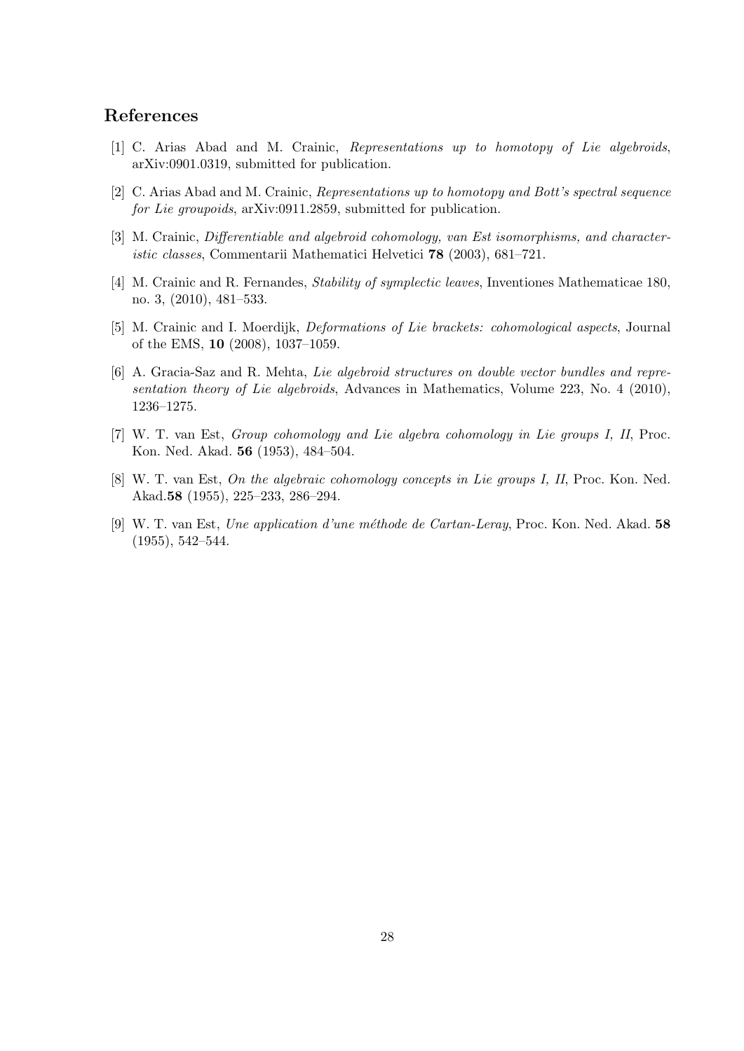## References

[1] C. Arias Abad and M. Crainic, *Representations up to homotopy of Lie algebroids*, arXiv:0901.0319, submitted for publication.

[2] C. Arias Abad and M. Crainic, *Representations up to homotopy and Bott's spectral sequence for Lie groupoids*, arXiv:0911.2859, submitted for publication.

[3] M. Crainic, *Differentiable and algebroid cohomology, van Est isomorphisms, and characteristic classes*, Commentarii Mathematici Helvetici **78** (2003), 681–721.

[4] M. Crainic and R. Fernandes, *Stability of symplectic leaves*, Inventiones Mathematicae 180, no. 3, (2010), 481–533.

[5] M. Crainic and I. Moerdijk, *Deformations of Lie brackets: cohomological aspects*, Journal of the EMS, **10** (2008), 1037–1059.

[6] A. Gracia-Saz and R. Mehta, *Lie algebroid structures on double vector bundles and representation theory of Lie algebroids*, Advances in Mathematics, Volume 223, No. 4 (2010), 1236–1275.

[7] W. T. van Est, *Group cohomology and Lie algebra cohomology in Lie groups I, II*, Proc. Kon. Ned. Akad. **56** (1953), 484–504.

[8] W. T. van Est, *On the algebraic cohomology concepts in Lie groups I, II*, Proc. Kon. Ned. Akad.**58** (1955), 225–233, 286–294.

[9] W. T. van Est, *Une application d'une méthode de Cartan-Leray*, Proc. Kon. Ned. Akad. **58** (1955), 542–544.